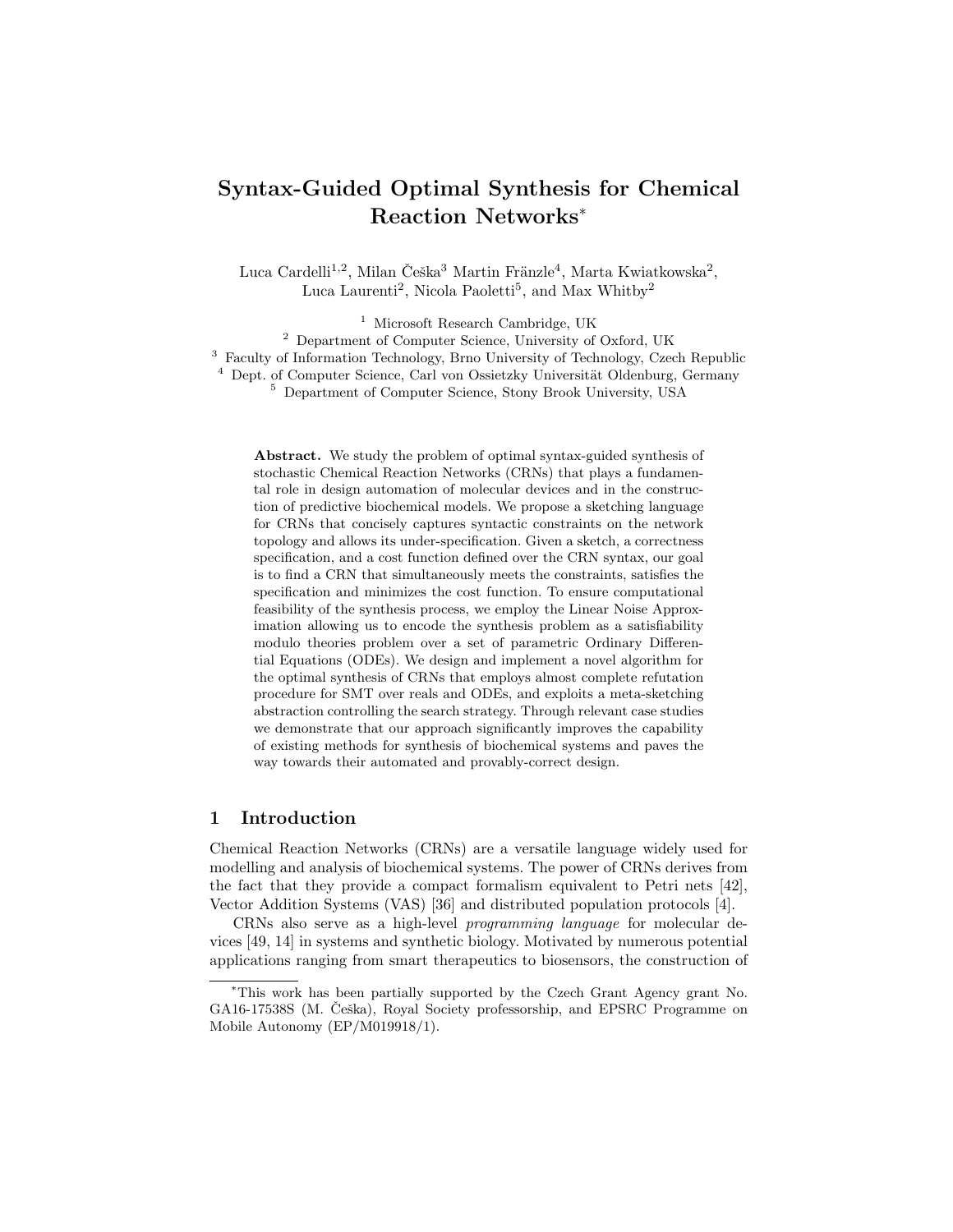# Syntax-Guided Optimal Synthesis for Chemical Reaction Networks*

Luca Cardelli[1,2], Milan Češka[3] Martin Fränzle[4], Marta Kwiatkowska[2], Luca Laurenti[2], Nicola Paoletti[5], and Max Whitby[2]

[1] Microsoft Research Cambridge, UK
[2] Department of Computer Science, University of Oxford, UK
[3] Faculty of Information Technology, Brno University of Technology, Czech Republic
[4] Dept. of Computer Science, Carl von Ossietzky Universität Oldenburg, Germany
[5] Department of Computer Science, Stony Brook University, USA

**Abstract.** We study the problem of optimal syntax-guided synthesis of stochastic Chemical Reaction Networks (CRNs) that plays a fundamental role in design automation of molecular devices and in the construction of predictive biochemical models. We propose a sketching language for CRNs that concisely captures syntactic constraints on the network topology and allows its under-specification. Given a sketch, a correctness specification, and a cost function defined over the CRN syntax, our goal is to find a CRN that simultaneously meets the constraints, satisfies the specification and minimizes the cost function. To ensure computational feasibility of the synthesis process, we employ the Linear Noise Approximation allowing us to encode the synthesis problem as a satisfiability modulo theories problem over a set of parametric Ordinary Differential Equations (ODEs). We design and implement a novel algorithm for the optimal synthesis of CRNs that employs almost complete refutation procedure for SMT over reals and ODEs, and exploits a meta-sketching abstraction controlling the search strategy. Through relevant case studies we demonstrate that our approach significantly improves the capability of existing methods for synthesis of biochemical systems and paves the way towards their automated and provably-correct design.

## 1 Introduction

Chemical Reaction Networks (CRNs) are a versatile language widely used for modelling and analysis of biochemical systems. The power of CRNs derives from the fact that they provide a compact formalism equivalent to Petri nets [42], Vector Addition Systems (VAS) [36] and distributed population protocols [4].

CRNs also serve as a high-level *programming language* for molecular devices [49, 14] in systems and synthetic biology. Motivated by numerous potential applications ranging from smart therapeutics to biosensors, the construction of

*This work has been partially supported by the Czech Grant Agency grant No. GA16-17538S (M. Češka), Royal Society professorship, and EPSRC Programme on Mobile Autonomy (EP/M019918/1).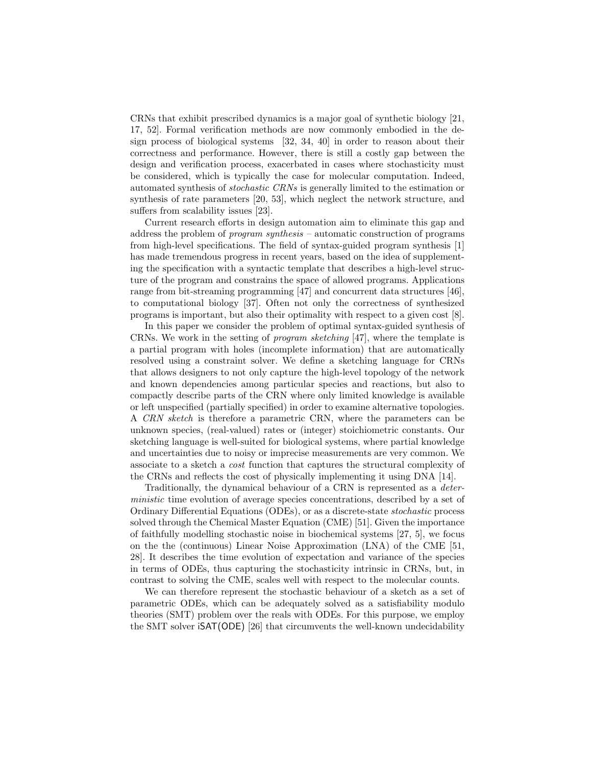CRNs that exhibit prescribed dynamics is a major goal of synthetic biology [21, 17, 52]. Formal verification methods are now commonly embodied in the design process of biological systems [32, 34, 40] in order to reason about their correctness and performance. However, there is still a costly gap between the design and verification process, exacerbated in cases where stochasticity must be considered, which is typically the case for molecular computation. Indeed, automated synthesis of *stochastic CRNs* is generally limited to the estimation or synthesis of rate parameters [20, 53], which neglect the network structure, and suffers from scalability issues [23].

Current research efforts in design automation aim to eliminate this gap and address the problem of *program synthesis* – automatic construction of programs from high-level specifications. The field of syntax-guided program synthesis [1] has made tremendous progress in recent years, based on the idea of supplementing the specification with a syntactic template that describes a high-level structure of the program and constrains the space of allowed programs. Applications range from bit-streaming programming [47] and concurrent data structures [46], to computational biology [37]. Often not only the correctness of synthesized programs is important, but also their optimality with respect to a given cost [8].

In this paper we consider the problem of optimal syntax-guided synthesis of CRNs. We work in the setting of *program sketching* [47], where the template is a partial program with holes (incomplete information) that are automatically resolved using a constraint solver. We define a sketching language for CRNs that allows designers to not only capture the high-level topology of the network and known dependencies among particular species and reactions, but also to compactly describe parts of the CRN where only limited knowledge is available or left unspecified (partially specified) in order to examine alternative topologies. A *CRN sketch* is therefore a parametric CRN, where the parameters can be unknown species, (real-valued) rates or (integer) stoichiometric constants. Our sketching language is well-suited for biological systems, where partial knowledge and uncertainties due to noisy or imprecise measurements are very common. We associate to a sketch a *cost* function that captures the structural complexity of the CRNs and reflects the cost of physically implementing it using DNA [14].

Traditionally, the dynamical behaviour of a CRN is represented as a *deterministic* time evolution of average species concentrations, described by a set of Ordinary Differential Equations (ODEs), or as a discrete-state *stochastic* process solved through the Chemical Master Equation (CME) [51]. Given the importance of faithfully modelling stochastic noise in biochemical systems [27, 5], we focus on the the (continuous) Linear Noise Approximation (LNA) of the CME [51, 28]. It describes the time evolution of expectation and variance of the species in terms of ODEs, thus capturing the stochasticity intrinsic in CRNs, but, in contrast to solving the CME, scales well with respect to the molecular counts.

We can therefore represent the stochastic behaviour of a sketch as a set of parametric ODEs, which can be adequately solved as a satisfiability modulo theories (SMT) problem over the reals with ODEs. For this purpose, we employ the SMT solver iSAT(ODE) [26] that circumvents the well-known undecidability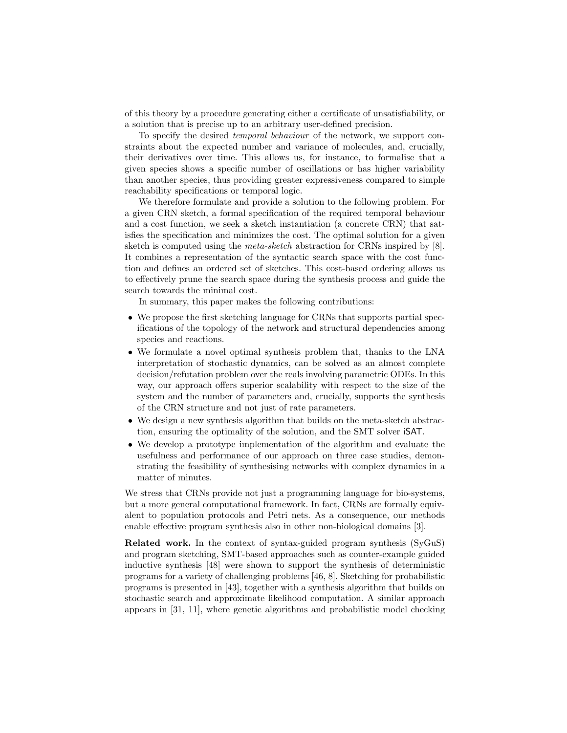of this theory by a procedure generating either a certificate of unsatisfiability, or a solution that is precise up to an arbitrary user-defined precision.

To specify the desired *temporal behaviour* of the network, we support constraints about the expected number and variance of molecules, and, crucially, their derivatives over time. This allows us, for instance, to formalise that a given species shows a specific number of oscillations or has higher variability than another species, thus providing greater expressiveness compared to simple reachability specifications or temporal logic.

We therefore formulate and provide a solution to the following problem. For a given CRN sketch, a formal specification of the required temporal behaviour and a cost function, we seek a sketch instantiation (a concrete CRN) that satisfies the specification and minimizes the cost. The optimal solution for a given sketch is computed using the *meta-sketch* abstraction for CRNs inspired by [8]. It combines a representation of the syntactic search space with the cost function and defines an ordered set of sketches. This cost-based ordering allows us to effectively prune the search space during the synthesis process and guide the search towards the minimal cost.

In summary, this paper makes the following contributions:

- We propose the first sketching language for CRNs that supports partial specifications of the topology of the network and structural dependencies among species and reactions.
- We formulate a novel optimal synthesis problem that, thanks to the LNA interpretation of stochastic dynamics, can be solved as an almost complete decision/refutation problem over the reals involving parametric ODEs. In this way, our approach offers superior scalability with respect to the size of the system and the number of parameters and, crucially, supports the synthesis of the CRN structure and not just of rate parameters.
- We design a new synthesis algorithm that builds on the meta-sketch abstraction, ensuring the optimality of the solution, and the SMT solver iSAT.
- We develop a prototype implementation of the algorithm and evaluate the usefulness and performance of our approach on three case studies, demonstrating the feasibility of synthesising networks with complex dynamics in a matter of minutes.

We stress that CRNs provide not just a programming language for bio-systems, but a more general computational framework. In fact, CRNs are formally equivalent to population protocols and Petri nets. As a consequence, our methods enable effective program synthesis also in other non-biological domains [3].

**Related work.** In the context of syntax-guided program synthesis (SyGuS) and program sketching, SMT-based approaches such as counter-example guided inductive synthesis [48] were shown to support the synthesis of deterministic programs for a variety of challenging problems [46, 8]. Sketching for probabilistic programs is presented in [43], together with a synthesis algorithm that builds on stochastic search and approximate likelihood computation. A similar approach appears in [31, 11], where genetic algorithms and probabilistic model checking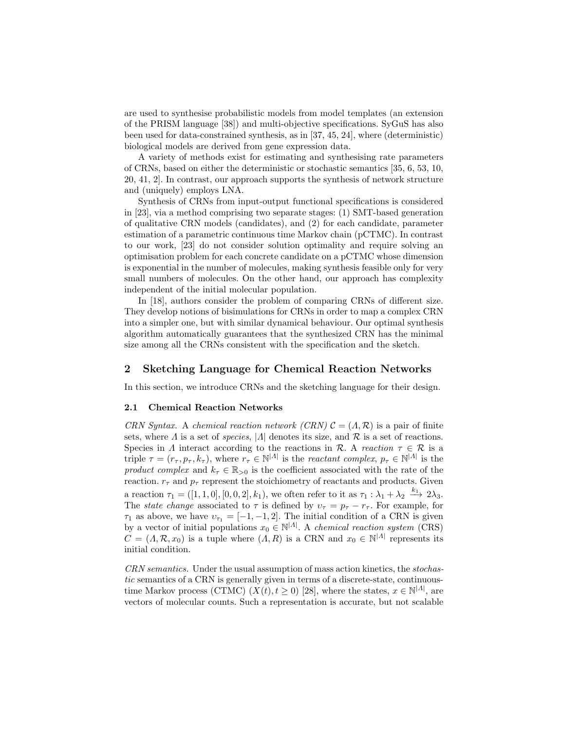are used to synthesise probabilistic models from model templates (an extension of the PRISM language [38]) and multi-objective specifications. SyGuS has also been used for data-constrained synthesis, as in [37, 45, 24], where (deterministic) biological models are derived from gene expression data.

A variety of methods exist for estimating and synthesising rate parameters of CRNs, based on either the deterministic or stochastic semantics [35, 6, 53, 10, 20, 41, 2]. In contrast, our approach supports the synthesis of network structure and (uniquely) employs LNA.

Synthesis of CRNs from input-output functional specifications is considered in [23], via a method comprising two separate stages: (1) SMT-based generation of qualitative CRN models (candidates), and (2) for each candidate, parameter estimation of a parametric continuous time Markov chain (pCTMC). In contrast to our work, [23] do not consider solution optimality and require solving an optimisation problem for each concrete candidate on a pCTMC whose dimension is exponential in the number of molecules, making synthesis feasible only for very small numbers of molecules. On the other hand, our approach has complexity independent of the initial molecular population.

In [18], authors consider the problem of comparing CRNs of different size. They develop notions of bisimulations for CRNs in order to map a complex CRN into a simpler one, but with similar dynamical behaviour. Our optimal synthesis algorithm automatically guarantees that the synthesized CRN has the minimal size among all the CRNs consistent with the specification and the sketch.

## 2 Sketching Language for Chemical Reaction Networks

In this section, we introduce CRNs and the sketching language for their design.

### 2.1 Chemical Reaction Networks

*CRN Syntax.* A *chemical reaction network (CRN)* $\mathcal{C} = (\Lambda, \mathcal{R})$ is a pair of finite sets, where $\Lambda$ is a set of *species*, $|\Lambda|$ denotes its size, and $\mathcal{R}$ is a set of reactions. Species in $\Lambda$ interact according to the reactions in $\mathcal{R}$. A *reaction* $\tau \in \mathcal{R}$ is a triple $\tau = (r_\tau, p_\tau, k_\tau)$, where $r_\tau \in \mathbb{N}^{|\Lambda|}$ is the *reactant complex*, $p_\tau \in \mathbb{N}^{|\Lambda|}$ is the *product complex* and $k_\tau \in \mathbb{R}_{>0}$ is the coefficient associated with the rate of the reaction. $r_\tau$ and $p_\tau$ represent the stoichiometry of reactants and products. Given a reaction $\tau_1 = ([1, 1, 0], [0, 0, 2], k_1)$, we often refer to it as $\tau_1 : \lambda_1 + \lambda_2 \xrightarrow{k_1} 2\lambda_3$. The *state change* associated to $\tau$ is defined by $\upsilon_\tau = p_\tau - r_\tau$. For example, for $\tau_1$ as above, we have $\upsilon_{\tau_1} = [-1, -1, 2]$. The initial condition of a CRN is given by a vector of initial populations $x_0 \in \mathbb{N}^{|\Lambda|}$. A *chemical reaction system* (CRS) $C = (\Lambda, \mathcal{R}, x_0)$ is a tuple where $(\Lambda, R)$ is a CRN and $x_0 \in \mathbb{N}^{|\Lambda|}$ represents its initial condition.

*CRN semantics.* Under the usual assumption of mass action kinetics, the *stochastic* semantics of a CRN is generally given in terms of a discrete-state, continuous-time Markov process (CTMC) $(X(t), t \geq 0)$ [28], where the states, $x \in \mathbb{N}^{|\Lambda|}$, are vectors of molecular counts. Such a representation is accurate, but not scalable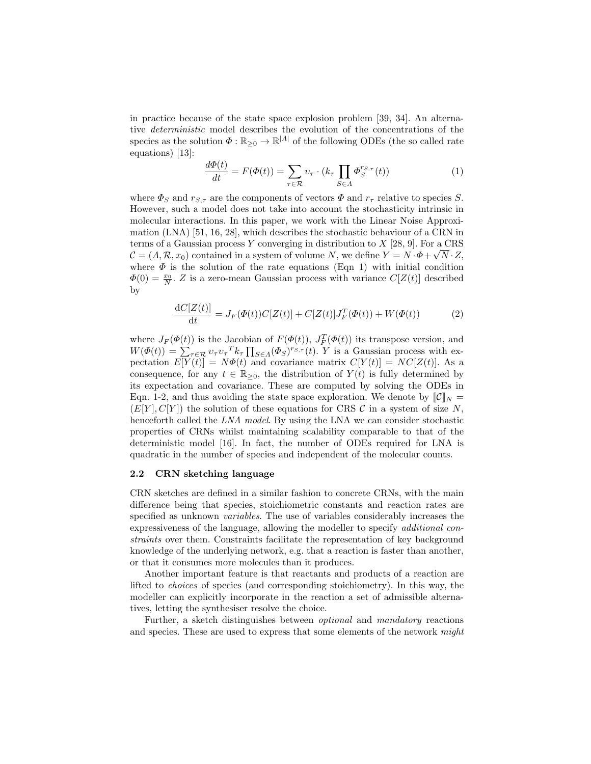in practice because of the state space explosion problem [39, 34]. An alternative *deterministic* model describes the evolution of the concentrations of the species as the solution $\Phi : \mathbb{R}_{\geq 0} \to \mathbb{R}^{|\Lambda|}$ of the following ODEs (the so called rate equations) [13]:

$$\frac{d\Phi(t)}{dt} = F(\Phi(t)) = \sum_{\tau \in \mathcal{R}} \upsilon_\tau \cdot (k_\tau \prod_{S \in \Lambda} \Phi_S^{r_{S,\tau}}(t)) \tag{1}$$

where $\Phi_S$ and $r_{S,\tau}$ are the components of vectors $\Phi$ and $r_\tau$ relative to species $S$. However, such a model does not take into account the stochasticity intrinsic in molecular interactions. In this paper, we work with the Linear Noise Approximation (LNA) [51, 16, 28], which describes the stochastic behaviour of a CRN in terms of a Gaussian process $Y$ converging in distribution to $X$ [28, 9]. For a CRS $\mathcal{C} = (\Lambda, \mathcal{R}, x_0)$ contained in a system of volume $N$, we define $Y = N \cdot \Phi + \sqrt{N} \cdot Z$, where $\Phi$ is the solution of the rate equations (Eqn 1) with initial condition $\Phi(0) = \frac{x_0}{N}$. $Z$ is a zero-mean Gaussian process with variance $C[Z(t)]$ described by

$$\frac{\mathrm{d}C[Z(t)]}{\mathrm{d}t} = J_F(\Phi(t))C[Z(t)] + C[Z(t)]J_F^T(\Phi(t)) + W(\Phi(t)) \tag{2}$$

where $J_F(\Phi(t))$ is the Jacobian of $F(\Phi(t))$, $J_F^T(\Phi(t))$ its transpose version, and $W(\Phi(t)) = \sum_{\tau \in \mathcal{R}} \upsilon_\tau {\upsilon_\tau}^T k_\tau \prod_{S \in \Lambda} (\Phi_S)^{r_{S,\tau}}(t)$. $Y$ is a Gaussian process with expectation $E[Y(t)] = N\Phi(t)$ and covariance matrix $C[Y(t)] = NC[Z(t)]$. As a consequence, for any $t \in \mathbb{R}_{\geq 0}$, the distribution of $Y(t)$ is fully determined by its expectation and covariance. These are computed by solving the ODEs in Eqn. 1-2, and thus avoiding the state space exploration. We denote by $[\![\mathcal{C}]\!]_N = (E[Y], C[Y])$ the solution of these equations for CRS $\mathcal{C}$ in a system of size $N$, henceforth called the *LNA model*. By using the LNA we can consider stochastic properties of CRNs whilst maintaining scalability comparable to that of the deterministic model [16]. In fact, the number of ODEs required for LNA is quadratic in the number of species and independent of the molecular counts.

### 2.2 CRN sketching language

CRN sketches are defined in a similar fashion to concrete CRNs, with the main difference being that species, stoichiometric constants and reaction rates are specified as unknown *variables*. The use of variables considerably increases the expressiveness of the language, allowing the modeller to specify *additional constraints* over them. Constraints facilitate the representation of key background knowledge of the underlying network, e.g. that a reaction is faster than another, or that it consumes more molecules than it produces.

Another important feature is that reactants and products of a reaction are lifted to *choices* of species (and corresponding stoichiometry). In this way, the modeller can explicitly incorporate in the reaction a set of admissible alternatives, letting the synthesiser resolve the choice.

Further, a sketch distinguishes between *optional* and *mandatory* reactions and species. These are used to express that some elements of the network *might*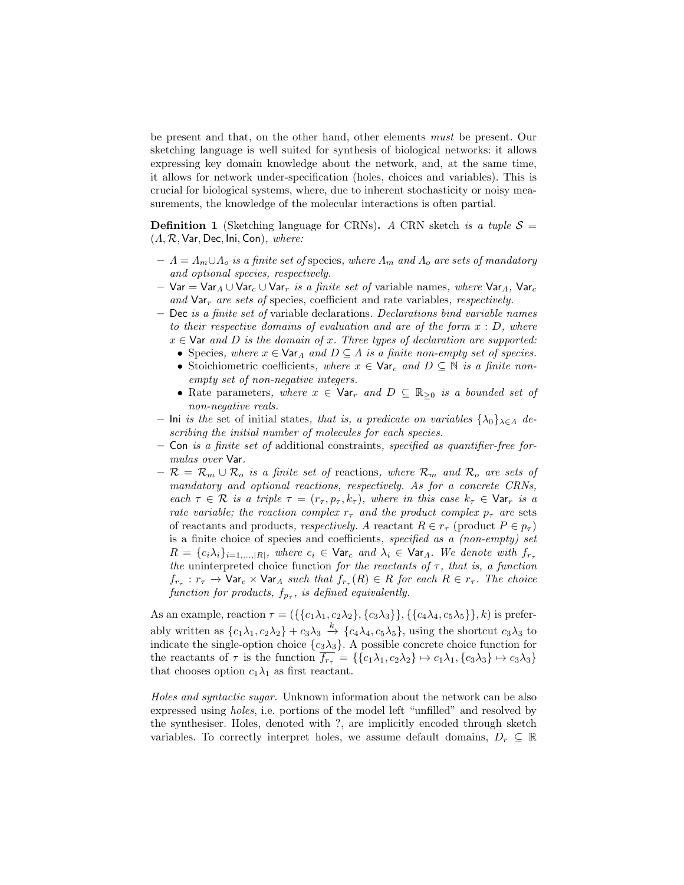be present and that, on the other hand, other elements *must* be present. Our sketching language is well suited for synthesis of biological networks: it allows expressing key domain knowledge about the network, and, at the same time, it allows for network under-specification (holes, choices and variables). This is crucial for biological systems, where, due to inherent stochasticity or noisy measurements, the knowledge of the molecular interactions is often partial.

**Definition 1** (Sketching language for CRNs)**.** *A CRN sketch is a tuple $\mathcal{S} = (\Lambda, \mathcal{R}, \mathsf{Var}, \mathsf{Dec}, \mathsf{Ini}, \mathsf{Con})$, where:*

- *$\Lambda = \Lambda_m \cup \Lambda_o$ is a finite set of* species*, where $\Lambda_m$ and $\Lambda_o$ are sets of mandatory and optional species, respectively.*
- *$\mathsf{Var} = \mathsf{Var}_\Lambda \cup \mathsf{Var}_c \cup \mathsf{Var}_r$ is a finite set of* variable names*, where $\mathsf{Var}_\Lambda$, $\mathsf{Var}_c$ and $\mathsf{Var}_r$ are sets of* species, coefficient and rate variables*, respectively.*
- *$\mathsf{Dec}$ is a finite set of* variable declarations*. Declarations bind variable names to their respective domains of evaluation and are of the form $x : D$, where $x \in \mathsf{Var}$ and $D$ is the domain of $x$. Three types of declaration are supported:*
  - Species*, where $x \in \mathsf{Var}_\Lambda$ and $D \subseteq \Lambda$ is a finite non-empty set of species.*
  - Stoichiometric coefficients*, where $x \in \mathsf{Var}_c$ and $D \subseteq \mathbb{N}$ is a finite non-empty set of non-negative integers.*
  - Rate parameters*, where $x \in \mathsf{Var}_r$ and $D \subseteq \mathbb{R}_{\geq 0}$ is a bounded set of non-negative reals.*
- *$\mathsf{Ini}$ is the* set of initial states*, that is, a predicate on variables $\{\lambda_0\}_{\lambda \in \Lambda}$ describing the initial number of molecules for each species.*
- *$\mathsf{Con}$ is a finite set of* additional constraints*, specified as quantifier-free formulas over $\mathsf{Var}$.*
- *$\mathcal{R} = \mathcal{R}_m \cup \mathcal{R}_o$ is a finite set of* reactions*, where $\mathcal{R}_m$ and $\mathcal{R}_o$ are sets of mandatory and optional reactions, respectively. As for a concrete CRNs, each $\tau \in \mathcal{R}$ is a triple $\tau = (r_\tau, p_\tau, k_\tau)$, where in this case $k_\tau \in \mathsf{Var}_r$ is a rate variable; the reaction complex $r_\tau$ and the product complex $p_\tau$ are* sets of reactants and products*, respectively. A* reactant $R \in r_\tau$ (product $P \in p_\tau$) is a finite choice of species and coefficients*, specified as a (non-empty) set $R = \{c_i\lambda_i\}_{i=1,\ldots,|R|}$, where $c_i \in \mathsf{Var}_c$ and $\lambda_i \in \mathsf{Var}_\Lambda$. We denote with $f_{r_\tau}$ the* uninterpreted choice function *for the reactants of $\tau$, that is, a function $f_{r_\tau} : r_\tau \to \mathsf{Var}_c \times \mathsf{Var}_\Lambda$ such that $f_{r_\tau}(R) \in R$ for each $R \in r_\tau$. The choice function for products, $f_{p_\tau}$, is defined equivalently.*

As an example, reaction $\tau = (\{\{c_1\lambda_1, c_2\lambda_2\}, \{c_3\lambda_3\}\}, \{\{c_4\lambda_4, c_5\lambda_5\}\}, k)$ is preferably written as $\{c_1\lambda_1, c_2\lambda_2\} + c_3\lambda_3 \xrightarrow{k} \{c_4\lambda_4, c_5\lambda_5\}$, using the shortcut $c_3\lambda_3$ to indicate the single-option choice $\{c_3\lambda_3\}$. A possible concrete choice function for the reactants of $\tau$ is the function $\overline{f_{r_\tau}} = \{\{c_1\lambda_1, c_2\lambda_2\} \mapsto c_1\lambda_1, \{c_3\lambda_3\} \mapsto c_3\lambda_3\}$ that chooses option $c_1\lambda_1$ as first reactant.

*Holes and syntactic sugar.* Unknown information about the network can be also expressed using *holes*, i.e. portions of the model left "unfilled" and resolved by the synthesiser. Holes, denoted with ?, are implicitly encoded through sketch variables. To correctly interpret holes, we assume default domains, $D_r \subseteq \mathbb{R}$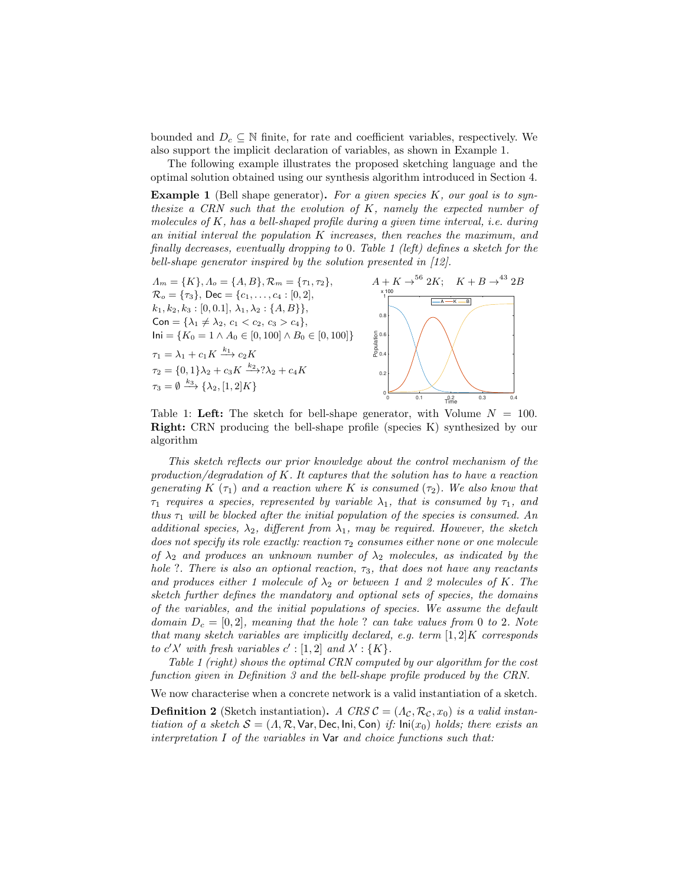bounded and $D_c \subseteq \mathbb{N}$ finite, for rate and coefficient variables, respectively. We also support the implicit declaration of variables, as shown in Example 1.

The following example illustrates the proposed sketching language and the optimal solution obtained using our synthesis algorithm introduced in Section 4.

**Example 1** (Bell shape generator)**.** *For a given species $K$, our goal is to synthesize a CRN such that the evolution of $K$, namely the expected number of molecules of $K$, has a bell-shaped profile during a given time interval, i.e. during an initial interval the population $K$ increases, then reaches the maximum, and finally decreases, eventually dropping to 0. Table 1 (left) defines a sketch for the bell-shape generator inspired by the solution presented in [12].*

$\Lambda_m = \{K\}, \Lambda_o = \{A, B\}, \mathcal{R}_m = \{\tau_1, \tau_2\},$
$\mathcal{R}_o = \{\tau_3\}$, $\mathsf{Dec} = \{c_1, \ldots, c_4 : [0, 2],$
$k_1, k_2, k_3 : [0, 0.1],\ \lambda_1, \lambda_2 : \{A, B\}\},$
$\mathsf{Con} = \{\lambda_1 \neq \lambda_2,\ c_1 < c_2,\ c_3 > c_4\},$
$\mathsf{Ini} = \{K_0 = 1 \wedge A_0 \in [0, 100] \wedge B_0 \in [0, 100]\}$

$\tau_1 = \lambda_1 + c_1 K \xrightarrow{k_1} c_2 K$
$\tau_2 = \{0, 1\}\lambda_2 + c_3 K \xrightarrow{k_2} ?\lambda_2 + c_4 K$
$\tau_3 = \emptyset \xrightarrow{k_3} \{\lambda_2, [1, 2]K\}$

$A + K \rightarrow^{56} 2K; \quad K + B \rightarrow^{43} 2B$

Table 1: **Left:** The sketch for bell-shape generator, with Volume $N = 100$. **Right:** CRN producing the bell-shape profile (species K) synthesized by our algorithm

*This sketch reflects our prior knowledge about the control mechanism of the production/degradation of $K$. It captures that the solution has to have a reaction generating $K$ ($\tau_1$) and a reaction where $K$ is consumed ($\tau_2$). We also know that $\tau_1$ requires a species, represented by variable $\lambda_1$, that is consumed by $\tau_1$, and thus $\tau_1$ will be blocked after the initial population of the species is consumed. An additional species, $\lambda_2$, different from $\lambda_1$, may be required. However, the sketch does not specify its role exactly: reaction $\tau_2$ consumes either none or one molecule of $\lambda_2$ and produces an unknown number of $\lambda_2$ molecules, as indicated by the hole ?. There is also an optional reaction, $\tau_3$, that does not have any reactants and produces either 1 molecule of $\lambda_2$ or between 1 and 2 molecules of $K$. The sketch further defines the mandatory and optional sets of species, the domains of the variables, and the initial populations of species. We assume the default domain $D_c = [0, 2]$, meaning that the hole ? can take values from 0 to 2. Note that many sketch variables are implicitly declared, e.g. term $[1, 2]K$ corresponds to $c'\lambda'$ with fresh variables $c' : [1, 2]$ and $\lambda' : \{K\}$.*

*Table 1 (right) shows the optimal CRN computed by our algorithm for the cost function given in Definition 3 and the bell-shape profile produced by the CRN.*

We now characterise when a concrete network is a valid instantiation of a sketch.

**Definition 2** (Sketch instantiation)**.** *A CRS $\mathcal{C} = (\Lambda_\mathcal{C}, \mathcal{R}_\mathcal{C}, x_0)$ is a valid instantiation of a sketch $\mathcal{S} = (\Lambda, \mathcal{R}, \mathsf{Var}, \mathsf{Dec}, \mathsf{Ini}, \mathsf{Con})$ if: $\mathsf{Ini}(x_0)$ holds; there exists an interpretation $I$ of the variables in $\mathsf{Var}$ and choice functions such that:*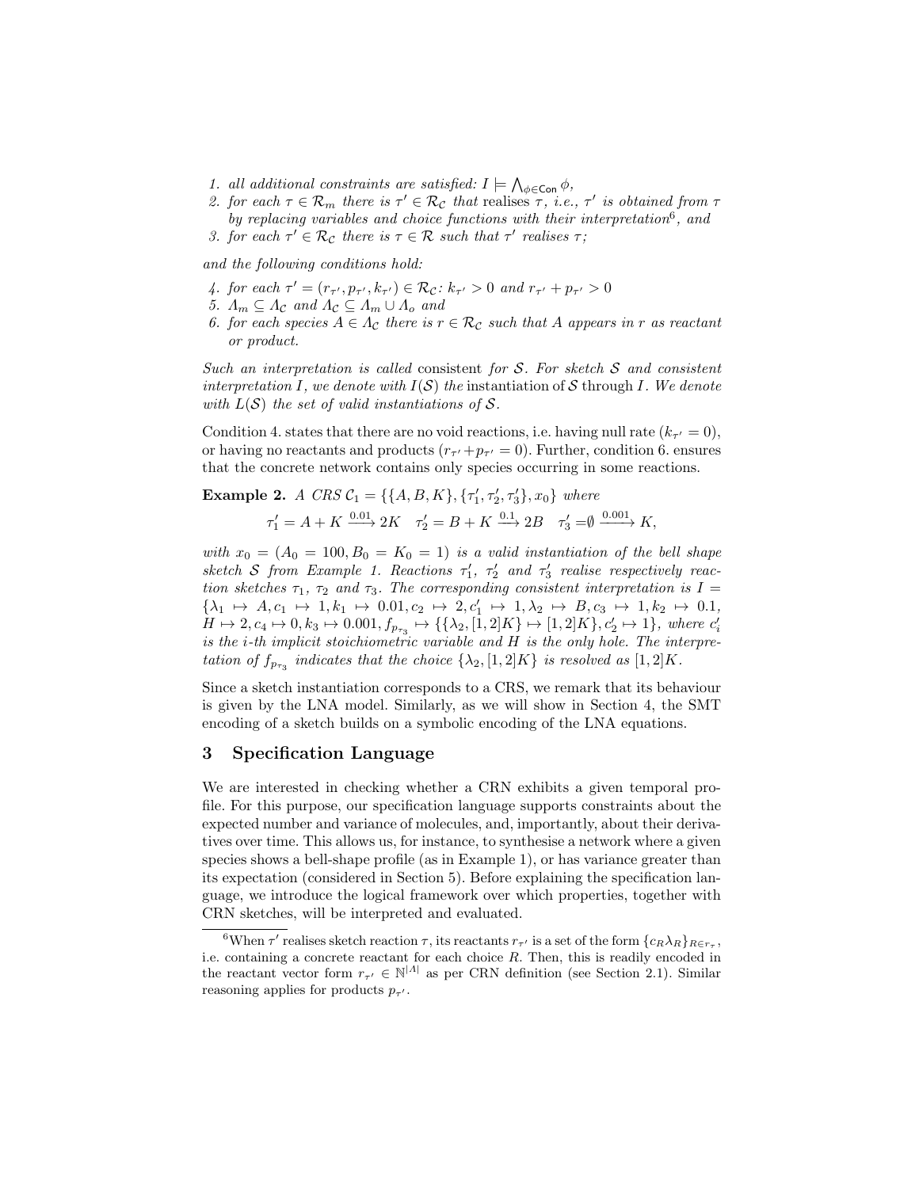1. *all additional constraints are satisfied:* $I \models \bigwedge_{\phi \in \mathsf{Con}} \phi$,
2. *for each* $\tau \in \mathcal{R}_m$ *there is* $\tau' \in \mathcal{R}_\mathcal{C}$ *that* realises $\tau$, *i.e.,* $\tau'$ *is obtained from* $\tau$ *by replacing variables and choice functions with their interpretation*[6], *and*
3. *for each* $\tau' \in \mathcal{R}_\mathcal{C}$ *there is* $\tau \in \mathcal{R}$ *such that* $\tau'$ *realises* $\tau$;

*and the following conditions hold:*

4. *for each* $\tau' = (r_{\tau'}, p_{\tau'}, k_{\tau'}) \in \mathcal{R}_\mathcal{C}$: $k_{\tau'} > 0$ *and* $r_{\tau'} + p_{\tau'} > 0$
5. $\Lambda_m \subseteq \Lambda_\mathcal{C}$ *and* $\Lambda_\mathcal{C} \subseteq \Lambda_m \cup \Lambda_o$ *and*
6. *for each species* $A \in \Lambda_\mathcal{C}$ *there is* $r \in \mathcal{R}_\mathcal{C}$ *such that* $A$ *appears in* $r$ *as reactant or product.*

*Such an interpretation is called* consistent *for* $\mathcal{S}$. *For sketch* $\mathcal{S}$ *and consistent interpretation* $I$, *we denote with* $I(\mathcal{S})$ *the* instantiation of $\mathcal{S}$ through $I$. *We denote with* $L(\mathcal{S})$ *the set of valid instantiations of* $\mathcal{S}$.

Condition 4. states that there are no void reactions, i.e. having null rate ($k_{\tau'} = 0$), or having no reactants and products ($r_{\tau'} + p_{\tau'} = 0$). Further, condition 6. ensures that the concrete network contains only species occurring in some reactions.

**Example 2.** *A CRS* $\mathcal{C}_1 = \{\{A, B, K\}, \{\tau_1', \tau_2', \tau_3'\}, x_0\}$ *where*

$$\tau_1' = A + K \xrightarrow{0.01} 2K \quad \tau_2' = B + K \xrightarrow{0.1} 2B \quad \tau_3' = \emptyset \xrightarrow{0.001} K,$$

*with* $x_0 = (A_0 = 100, B_0 = K_0 = 1)$ *is a valid instantiation of the bell shape sketch* $\mathcal{S}$ *from Example 1. Reactions* $\tau_1'$, $\tau_2'$ *and* $\tau_3'$ *realise respectively reaction sketches* $\tau_1$, $\tau_2$ *and* $\tau_3$. *The corresponding consistent interpretation is* $I = \{\lambda_1 \mapsto A, c_1 \mapsto 1, k_1 \mapsto 0.01, c_2 \mapsto 2, c_1' \mapsto 1, \lambda_2 \mapsto B, c_3 \mapsto 1, k_2 \mapsto 0.1, H \mapsto 2, c_4 \mapsto 0, k_3 \mapsto 0.001, f_{p_{\tau_3}} \mapsto \{\{\lambda_2, [1,2]K\} \mapsto [1,2]K\}, c_2' \mapsto 1\}$, *where* $c_i'$ *is the* $i$*-th implicit stoichiometric variable and* $H$ *is the only hole. The interpretation of* $f_{p_{\tau_3}}$ *indicates that the choice* $\{\lambda_2, [1,2]K\}$ *is resolved as* $[1,2]K$.

Since a sketch instantiation corresponds to a CRS, we remark that its behaviour is given by the LNA model. Similarly, as we will show in Section 4, the SMT encoding of a sketch builds on a symbolic encoding of the LNA equations.

## 3 Specification Language

We are interested in checking whether a CRN exhibits a given temporal profile. For this purpose, our specification language supports constraints about the expected number and variance of molecules, and, importantly, about their derivatives over time. This allows us, for instance, to synthesise a network where a given species shows a bell-shape profile (as in Example 1), or has variance greater than its expectation (considered in Section 5). Before explaining the specification language, we introduce the logical framework over which properties, together with CRN sketches, will be interpreted and evaluated.

---

[6] When $\tau'$ realises sketch reaction $\tau$, its reactants $r_{\tau'}$ is a set of the form $\{c_R \lambda_R\}_{R \in r_\tau}$, i.e. containing a concrete reactant for each choice $R$. Then, this is readily encoded in the reactant vector form $r_{\tau'} \in \mathbb{N}^{|\Lambda|}$ as per CRN definition (see Section 2.1). Similar reasoning applies for products $p_{\tau'}$.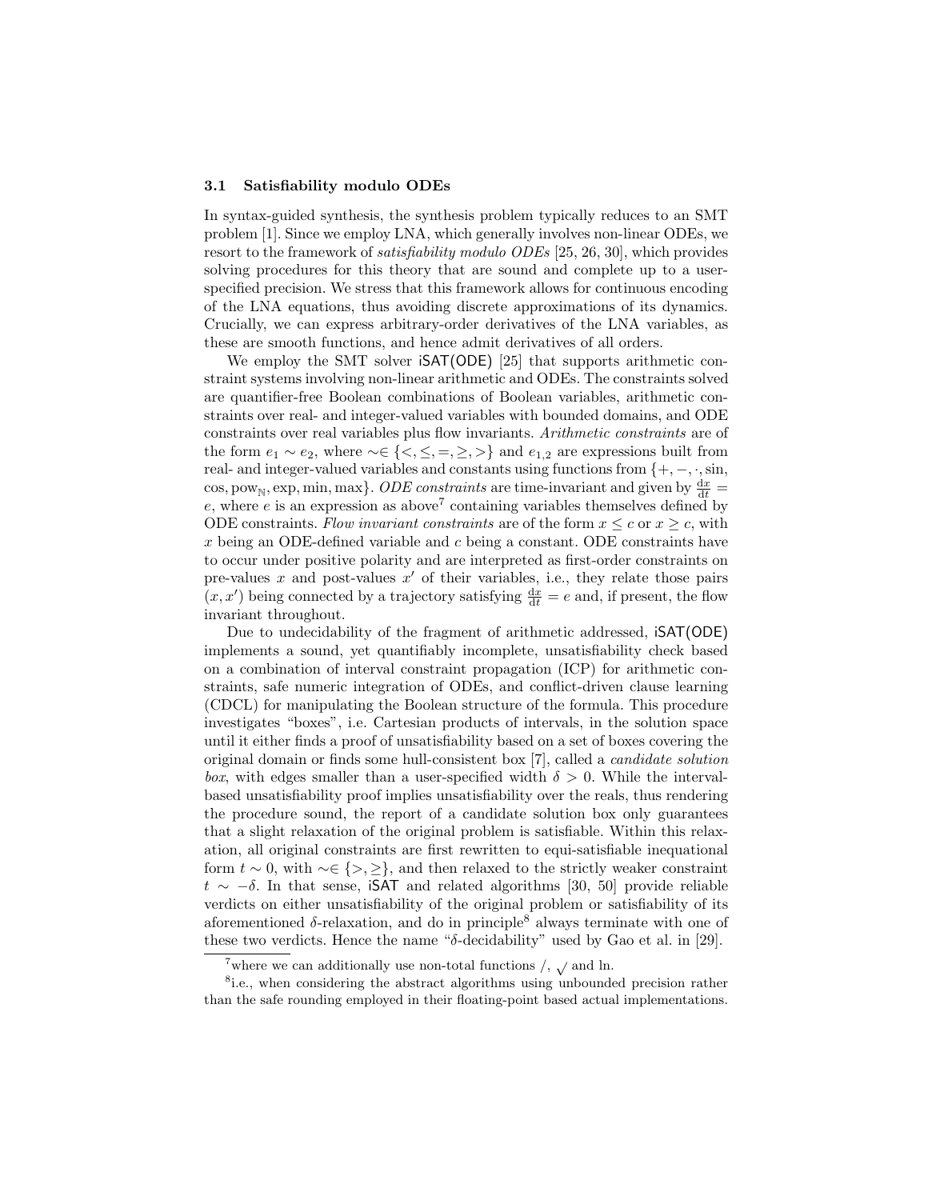### 3.1 Satisfiability modulo ODEs

In syntax-guided synthesis, the synthesis problem typically reduces to an SMT problem [1]. Since we employ LNA, which generally involves non-linear ODEs, we resort to the framework of *satisfiability modulo ODEs* [25, 26, 30], which provides solving procedures for this theory that are sound and complete up to a user-specified precision. We stress that this framework allows for continuous encoding of the LNA equations, thus avoiding discrete approximations of its dynamics. Crucially, we can express arbitrary-order derivatives of the LNA variables, as these are smooth functions, and hence admit derivatives of all orders.

We employ the SMT solver iSAT(ODE) [25] that supports arithmetic constraint systems involving non-linear arithmetic and ODEs. The constraints solved are quantifier-free Boolean combinations of Boolean variables, arithmetic constraints over real- and integer-valued variables with bounded domains, and ODE constraints over real variables plus flow invariants. *Arithmetic constraints* are of the form $e_1 \sim e_2$, where $\sim \in \{<, \leq, =, \geq, >\}$ and $e_{1,2}$ are expressions built from real- and integer-valued variables and constants using functions from $\{+, -, \cdot, \sin, \cos, \mathrm{pow}_{\mathbb{N}}, \exp, \min, \max\}$. *ODE constraints* are time-invariant and given by $\frac{\mathrm{d}x}{\mathrm{d}t} = e$, where $e$ is an expression as above[7] containing variables themselves defined by ODE constraints. *Flow invariant constraints* are of the form $x \leq c$ or $x \geq c$, with $x$ being an ODE-defined variable and $c$ being a constant. ODE constraints have to occur under positive polarity and are interpreted as first-order constraints on pre-values $x$ and post-values $x'$ of their variables, i.e., they relate those pairs $(x, x')$ being connected by a trajectory satisfying $\frac{\mathrm{d}x}{\mathrm{d}t} = e$ and, if present, the flow invariant throughout.

Due to undecidability of the fragment of arithmetic addressed, iSAT(ODE) implements a sound, yet quantifiably incomplete, unsatisfiability check based on a combination of interval constraint propagation (ICP) for arithmetic constraints, safe numeric integration of ODEs, and conflict-driven clause learning (CDCL) for manipulating the Boolean structure of the formula. This procedure investigates "boxes", i.e. Cartesian products of intervals, in the solution space until it either finds a proof of unsatisfiability based on a set of boxes covering the original domain or finds some hull-consistent box [7], called a *candidate solution box*, with edges smaller than a user-specified width $\delta > 0$. While the interval-based unsatisfiability proof implies unsatisfiability over the reals, thus rendering the procedure sound, the report of a candidate solution box only guarantees that a slight relaxation of the original problem is satisfiable. Within this relaxation, all original constraints are first rewritten to equi-satisfiable inequational form $t \sim 0$, with $\sim \in \{>, \geq\}$, and then relaxed to the strictly weaker constraint $t \sim -\delta$. In that sense, iSAT and related algorithms [30, 50] provide reliable verdicts on either unsatisfiability of the original problem or satisfiability of its aforementioned $\delta$-relaxation, and do in principle[8] always terminate with one of these two verdicts. Hence the name "$\delta$-decidability" used by Gao et al. in [29].

[7] where we can additionally use non-total functions $/$, $\sqrt{}$ and ln.

[8] i.e., when considering the abstract algorithms using unbounded precision rather than the safe rounding employed in their floating-point based actual implementations.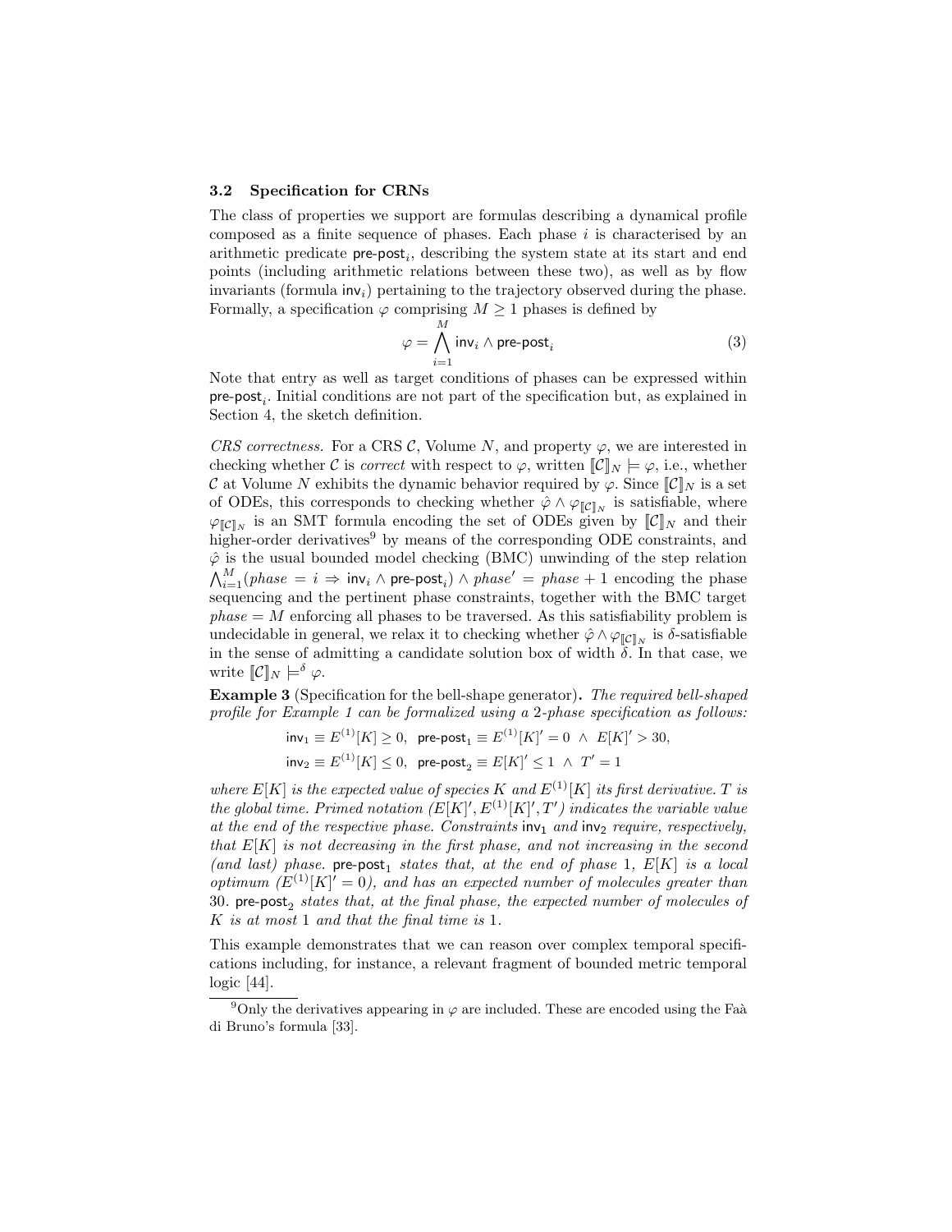### 3.2 Specification for CRNs

The class of properties we support are formulas describing a dynamical profile composed as a finite sequence of phases. Each phase $i$ is characterised by an arithmetic predicate $\mathsf{pre\text{-}post}_i$, describing the system state at its start and end points (including arithmetic relations between these two), as well as by flow invariants (formula $\mathsf{inv}_i$) pertaining to the trajectory observed during the phase. Formally, a specification $\varphi$ comprising $M \geq 1$ phases is defined by

$$\varphi = \bigwedge_{i=1}^{M} \mathsf{inv}_i \wedge \mathsf{pre\text{-}post}_i \tag{3}$$

Note that entry as well as target conditions of phases can be expressed within $\mathsf{pre\text{-}post}_i$. Initial conditions are not part of the specification but, as explained in Section 4, the sketch definition.

*CRS correctness.* For a CRS $\mathcal{C}$, Volume $N$, and property $\varphi$, we are interested in checking whether $\mathcal{C}$ is *correct* with respect to $\varphi$, written $[\![\mathcal{C}]\!]_N \models \varphi$, i.e., whether $\mathcal{C}$ at Volume $N$ exhibits the dynamic behavior required by $\varphi$. Since $[\![\mathcal{C}]\!]_N$ is a set of ODEs, this corresponds to checking whether $\hat{\varphi} \wedge \varphi_{[\![\mathcal{C}]\!]_N}$ is satisfiable, where $\varphi_{[\![\mathcal{C}]\!]_N}$ is an SMT formula encoding the set of ODEs given by $[\![\mathcal{C}]\!]_N$ and their higher-order derivatives[9] by means of the corresponding ODE constraints, and $\hat{\varphi}$ is the usual bounded model checking (BMC) unwinding of the step relation $\bigwedge_{i=1}^{M}(phase = i \Rightarrow \mathsf{inv}_i \wedge \mathsf{pre\text{-}post}_i) \wedge phase' = phase + 1$ encoding the phase sequencing and the pertinent phase constraints, together with the BMC target $phase = M$ enforcing all phases to be traversed. As this satisfiability problem is undecidable in general, we relax it to checking whether $\hat{\varphi} \wedge \varphi_{[\![\mathcal{C}]\!]_N}$ is $\delta$-satisfiable in the sense of admitting a candidate solution box of width $\delta$. In that case, we write $[\![\mathcal{C}]\!]_N \models^{\delta} \varphi$.

**Example 3** (Specification for the bell-shape generator)**.** *The required bell-shaped profile for Example 1 can be formalized using a 2-phase specification as follows:*

$$\mathsf{inv}_1 \equiv E^{(1)}[K] \geq 0, \quad \mathsf{pre\text{-}post}_1 \equiv E^{(1)}[K]' = 0 \ \wedge \ E[K]' > 30,$$
$$\mathsf{inv}_2 \equiv E^{(1)}[K] \leq 0, \quad \mathsf{pre\text{-}post}_2 \equiv E[K]' \leq 1 \ \wedge \ T' = 1$$

*where $E[K]$ is the expected value of species $K$ and $E^{(1)}[K]$ its first derivative. $T$ is the global time. Primed notation ($E[K]', E^{(1)}[K]', T'$) indicates the variable value at the end of the respective phase. Constraints $\mathsf{inv}_1$ and $\mathsf{inv}_2$ require, respectively, that $E[K]$ is not decreasing in the first phase, and not increasing in the second (and last) phase. $\mathsf{pre\text{-}post}_1$ states that, at the end of phase 1, $E[K]$ is a local optimum ($E^{(1)}[K]' = 0$), and has an expected number of molecules greater than 30. $\mathsf{pre\text{-}post}_2$ states that, at the final phase, the expected number of molecules of $K$ is at most 1 and that the final time is 1.*

This example demonstrates that we can reason over complex temporal specifications including, for instance, a relevant fragment of bounded metric temporal logic [44].

[9] Only the derivatives appearing in $\varphi$ are included. These are encoded using the Faà di Bruno's formula [33].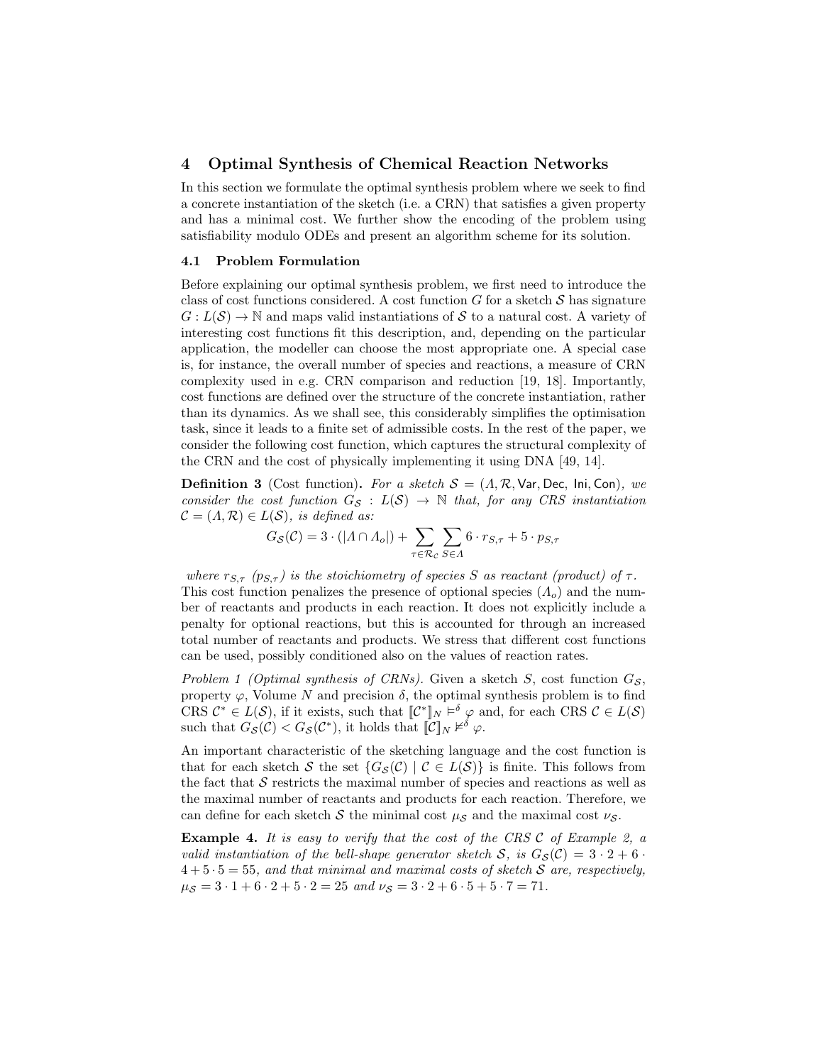## 4 Optimal Synthesis of Chemical Reaction Networks

In this section we formulate the optimal synthesis problem where we seek to find a concrete instantiation of the sketch (i.e. a CRN) that satisfies a given property and has a minimal cost. We further show the encoding of the problem using satisfiability modulo ODEs and present an algorithm scheme for its solution.

### 4.1 Problem Formulation

Before explaining our optimal synthesis problem, we first need to introduce the class of cost functions considered. A cost function $G$ for a sketch $\mathcal{S}$ has signature $G : L(\mathcal{S}) \rightarrow \mathbb{N}$ and maps valid instantiations of $\mathcal{S}$ to a natural cost. A variety of interesting cost functions fit this description, and, depending on the particular application, the modeller can choose the most appropriate one. A special case is, for instance, the overall number of species and reactions, a measure of CRN complexity used in e.g. CRN comparison and reduction [19, 18]. Importantly, cost functions are defined over the structure of the concrete instantiation, rather than its dynamics. As we shall see, this considerably simplifies the optimisation task, since it leads to a finite set of admissible costs. In the rest of the paper, we consider the following cost function, which captures the structural complexity of the CRN and the cost of physically implementing it using DNA [49, 14].

**Definition 3** (Cost function)**.** *For a sketch $\mathcal{S} = (\Lambda, \mathcal{R}, \mathsf{Var}, \mathsf{Dec}, \mathsf{Ini}, \mathsf{Con})$, we consider the cost function $G_\mathcal{S} : L(\mathcal{S}) \rightarrow \mathbb{N}$ that, for any CRS instantiation $\mathcal{C} = (\Lambda, \mathcal{R}) \in L(\mathcal{S})$, is defined as:*

$$G_\mathcal{S}(\mathcal{C}) = 3 \cdot (|\Lambda \cap \Lambda_o|) + \sum_{\tau \in \mathcal{R}_\mathcal{C}} \sum_{S \in \Lambda} 6 \cdot r_{S,\tau} + 5 \cdot p_{S,\tau}$$

*where $r_{S,\tau}$ ($p_{S,\tau}$) is the stoichiometry of species $S$ as reactant (product) of $\tau$.*
This cost function penalizes the presence of optional species ($\Lambda_o$) and the number of reactants and products in each reaction. It does not explicitly include a penalty for optional reactions, but this is accounted for through an increased total number of reactants and products. We stress that different cost functions can be used, possibly conditioned also on the values of reaction rates.

*Problem 1 (Optimal synthesis of CRNs).* Given a sketch $S$, cost function $G_\mathcal{S}$, property $\varphi$, Volume $N$ and precision $\delta$, the optimal synthesis problem is to find CRS $\mathcal{C}^* \in L(\mathcal{S})$, if it exists, such that $[\![\mathcal{C}^*]\!]_N \models^\delta \varphi$ and, for each CRS $\mathcal{C} \in L(\mathcal{S})$ such that $G_\mathcal{S}(\mathcal{C}) < G_\mathcal{S}(\mathcal{C}^*)$, it holds that $[\![\mathcal{C}]\!]_N \not\models^\delta \varphi$.

An important characteristic of the sketching language and the cost function is that for each sketch $\mathcal{S}$ the set $\{G_\mathcal{S}(\mathcal{C}) \mid \mathcal{C} \in L(\mathcal{S})\}$ is finite. This follows from the fact that $\mathcal{S}$ restricts the maximal number of species and reactions as well as the maximal number of reactants and products for each reaction. Therefore, we can define for each sketch $\mathcal{S}$ the minimal cost $\mu_\mathcal{S}$ and the maximal cost $\nu_\mathcal{S}$.

**Example 4.** *It is easy to verify that the cost of the CRS $\mathcal{C}$ of Example 2, a valid instantiation of the bell-shape generator sketch $\mathcal{S}$, is $G_\mathcal{S}(\mathcal{C}) = 3 \cdot 2 + 6 \cdot 4 + 5 \cdot 5 = 55$, and that minimal and maximal costs of sketch $\mathcal{S}$ are, respectively, $\mu_\mathcal{S} = 3 \cdot 1 + 6 \cdot 2 + 5 \cdot 2 = 25$ and $\nu_\mathcal{S} = 3 \cdot 2 + 6 \cdot 5 + 5 \cdot 7 = 71$.*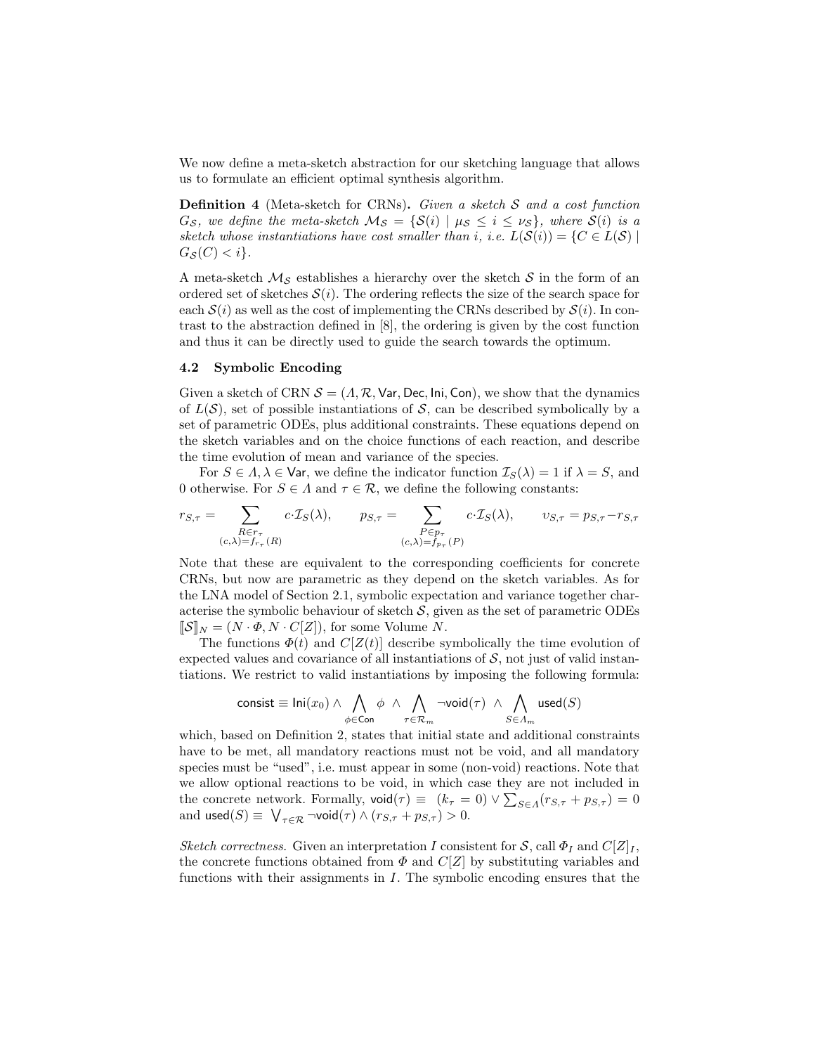We now define a meta-sketch abstraction for our sketching language that allows us to formulate an efficient optimal synthesis algorithm.

**Definition 4** (Meta-sketch for CRNs)**.** *Given a sketch $\mathcal{S}$ and a cost function $G_{\mathcal{S}}$, we define the meta-sketch $\mathcal{M}_{\mathcal{S}} = \{\mathcal{S}(i) \mid \mu_{\mathcal{S}} \leq i \leq \nu_{\mathcal{S}}\}$, where $\mathcal{S}(i)$ is a sketch whose instantiations have cost smaller than $i$, i.e. $L(\mathcal{S}(i)) = \{C \in L(\mathcal{S}) \mid G_{\mathcal{S}}(C) < i\}$.*

A meta-sketch $\mathcal{M}_{\mathcal{S}}$ establishes a hierarchy over the sketch $\mathcal{S}$ in the form of an ordered set of sketches $\mathcal{S}(i)$. The ordering reflects the size of the search space for each $\mathcal{S}(i)$ as well as the cost of implementing the CRNs described by $\mathcal{S}(i)$. In contrast to the abstraction defined in [8], the ordering is given by the cost function and thus it can be directly used to guide the search towards the optimum.

### 4.2 Symbolic Encoding

Given a sketch of CRN $\mathcal{S} = (\Lambda, \mathcal{R}, \mathsf{Var}, \mathsf{Dec}, \mathsf{Ini}, \mathsf{Con})$, we show that the dynamics of $L(\mathcal{S})$, set of possible instantiations of $\mathcal{S}$, can be described symbolically by a set of parametric ODEs, plus additional constraints. These equations depend on the sketch variables and on the choice functions of each reaction, and describe the time evolution of mean and variance of the species.

For $S \in \Lambda, \lambda \in \mathsf{Var}$, we define the indicator function $\mathcal{I}_S(\lambda) = 1$ if $\lambda = S$, and 0 otherwise. For $S \in \Lambda$ and $\tau \in \mathcal{R}$, we define the following constants:

$$r_{S,\tau} = \sum_{\substack{R \in r_\tau \\ (c,\lambda)=f_{r_\tau}(R)}} c \cdot \mathcal{I}_S(\lambda), \qquad p_{S,\tau} = \sum_{\substack{P \in p_\tau \\ (c,\lambda)=f_{p_\tau}(P)}} c \cdot \mathcal{I}_S(\lambda), \qquad \upsilon_{S,\tau} = p_{S,\tau} - r_{S,\tau}$$

Note that these are equivalent to the corresponding coefficients for concrete CRNs, but now are parametric as they depend on the sketch variables. As for the LNA model of Section 2.1, symbolic expectation and variance together characterise the symbolic behaviour of sketch $\mathcal{S}$, given as the set of parametric ODEs $[\![\mathcal{S}]\!]_N = (N \cdot \Phi, N \cdot C[Z])$, for some Volume $N$.

The functions $\Phi(t)$ and $C[Z(t)]$ describe symbolically the time evolution of expected values and covariance of all instantiations of $\mathcal{S}$, not just of valid instantiations. We restrict to valid instantiations by imposing the following formula:

$$\mathsf{consist} \equiv \mathsf{Ini}(x_0) \wedge \bigwedge_{\phi \in \mathsf{Con}} \phi \;\wedge \bigwedge_{\tau \in \mathcal{R}_m} \neg \mathsf{void}(\tau) \;\wedge \bigwedge_{S \in \Lambda_m} \mathsf{used}(S)$$

which, based on Definition 2, states that initial state and additional constraints have to be met, all mandatory reactions must not be void, and all mandatory species must be "used", i.e. must appear in some (non-void) reactions. Note that we allow optional reactions to be void, in which case they are not included in the concrete network. Formally, $\mathsf{void}(\tau) \equiv \; (k_\tau = 0) \vee \sum_{S \in \Lambda} (r_{S,\tau} + p_{S,\tau}) = 0$ and $\mathsf{used}(S) \equiv \bigvee_{\tau \in \mathcal{R}} \neg \mathsf{void}(\tau) \wedge (r_{S,\tau} + p_{S,\tau}) > 0$.

*Sketch correctness.* Given an interpretation $I$ consistent for $\mathcal{S}$, call $\Phi_I$ and $C[Z]_I$, the concrete functions obtained from $\Phi$ and $C[Z]$ by substituting variables and functions with their assignments in $I$. The symbolic encoding ensures that the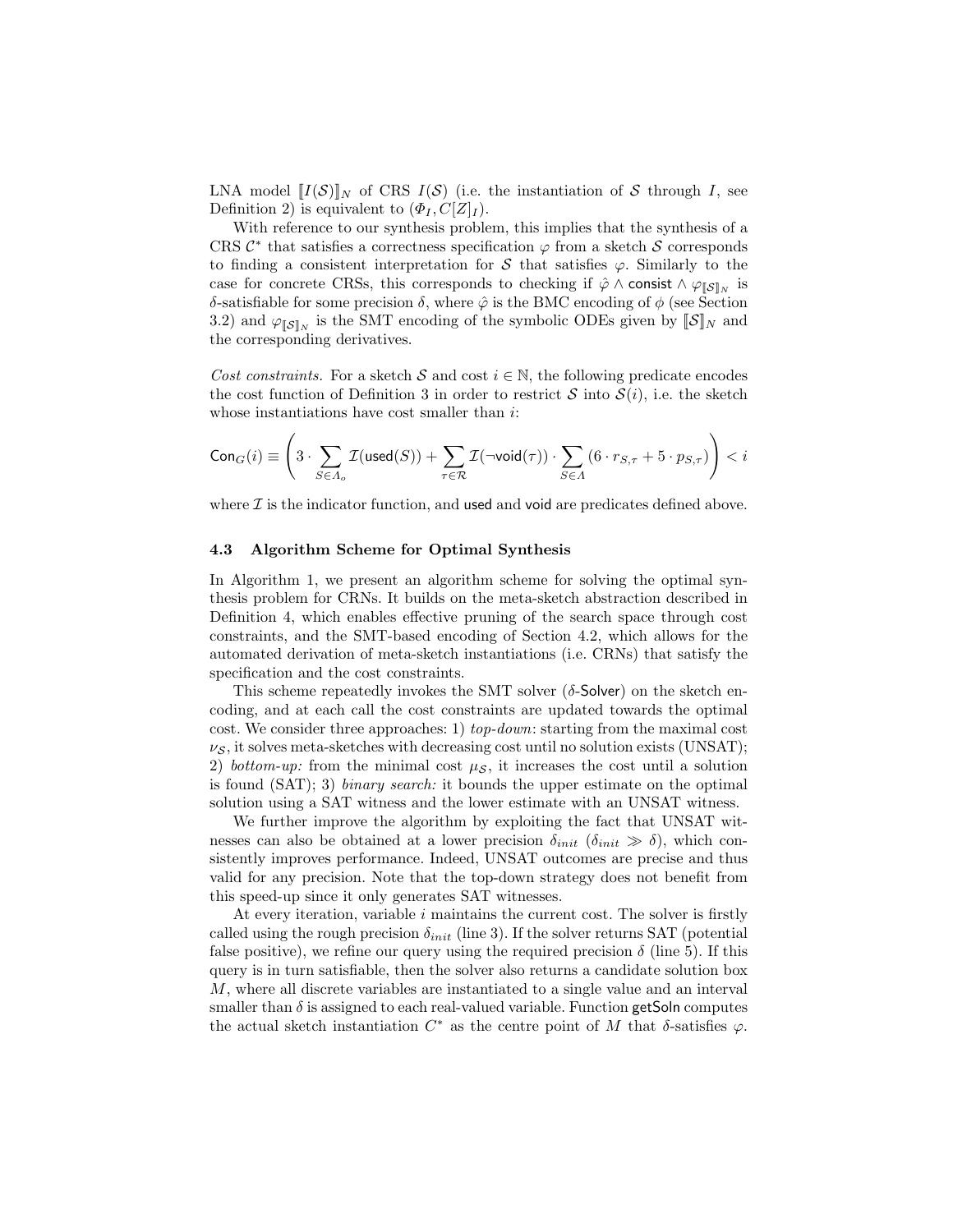LNA model $[\![I(\mathcal{S})]\!]_N$ of CRS $I(\mathcal{S})$ (i.e. the instantiation of $\mathcal{S}$ through $I$, see Definition 2) is equivalent to $(\Phi_I, C[Z]_I)$.

With reference to our synthesis problem, this implies that the synthesis of a CRS $\mathcal{C}^*$ that satisfies a correctness specification $\varphi$ from a sketch $\mathcal{S}$ corresponds to finding a consistent interpretation for $\mathcal{S}$ that satisfies $\varphi$. Similarly to the case for concrete CRSs, this corresponds to checking if $\hat{\varphi} \wedge \mathsf{consist} \wedge \varphi_{[\![\mathcal{S}]\!]_N}$ is $\delta$-satisfiable for some precision $\delta$, where $\hat{\varphi}$ is the BMC encoding of $\phi$ (see Section 3.2) and $\varphi_{[\![\mathcal{S}]\!]_N}$ is the SMT encoding of the symbolic ODEs given by $[\![\mathcal{S}]\!]_N$ and the corresponding derivatives.

*Cost constraints.* For a sketch $\mathcal{S}$ and cost $i \in \mathbb{N}$, the following predicate encodes the cost function of Definition 3 in order to restrict $\mathcal{S}$ into $\mathcal{S}(i)$, i.e. the sketch whose instantiations have cost smaller than $i$:

$$\mathsf{Con}_G(i) \equiv \left( 3 \cdot \sum_{S \in \Lambda_o} \mathcal{I}(\mathsf{used}(S)) + \sum_{\tau \in \mathcal{R}} \mathcal{I}(\neg \mathsf{void}(\tau)) \cdot \sum_{S \in \Lambda} (6 \cdot r_{S,\tau} + 5 \cdot p_{S,\tau}) \right) < i$$

where $\mathcal{I}$ is the indicator function, and $\mathsf{used}$ and $\mathsf{void}$ are predicates defined above.

### 4.3 Algorithm Scheme for Optimal Synthesis

In Algorithm 1, we present an algorithm scheme for solving the optimal synthesis problem for CRNs. It builds on the meta-sketch abstraction described in Definition 4, which enables effective pruning of the search space through cost constraints, and the SMT-based encoding of Section 4.2, which allows for the automated derivation of meta-sketch instantiations (i.e. CRNs) that satisfy the specification and the cost constraints.

This scheme repeatedly invokes the SMT solver ($\delta$-$\mathsf{Solver}$) on the sketch encoding, and at each call the cost constraints are updated towards the optimal cost. We consider three approaches: 1) *top-down*: starting from the maximal cost $\nu_{\mathcal{S}}$, it solves meta-sketches with decreasing cost until no solution exists (UNSAT); 2) *bottom-up:* from the minimal cost $\mu_{\mathcal{S}}$, it increases the cost until a solution is found (SAT); 3) *binary search:* it bounds the upper estimate on the optimal solution using a SAT witness and the lower estimate with an UNSAT witness.

We further improve the algorithm by exploiting the fact that UNSAT witnesses can also be obtained at a lower precision $\delta_{init}$ ($\delta_{init} \gg \delta$), which consistently improves performance. Indeed, UNSAT outcomes are precise and thus valid for any precision. Note that the top-down strategy does not benefit from this speed-up since it only generates SAT witnesses.

At every iteration, variable $i$ maintains the current cost. The solver is firstly called using the rough precision $\delta_{init}$ (line 3). If the solver returns SAT (potential false positive), we refine our query using the required precision $\delta$ (line 5). If this query is in turn satisfiable, then the solver also returns a candidate solution box $M$, where all discrete variables are instantiated to a single value and an interval smaller than $\delta$ is assigned to each real-valued variable. Function $\mathsf{getSoln}$ computes the actual sketch instantiation $C^*$ as the centre point of $M$ that $\delta$-satisfies $\varphi$.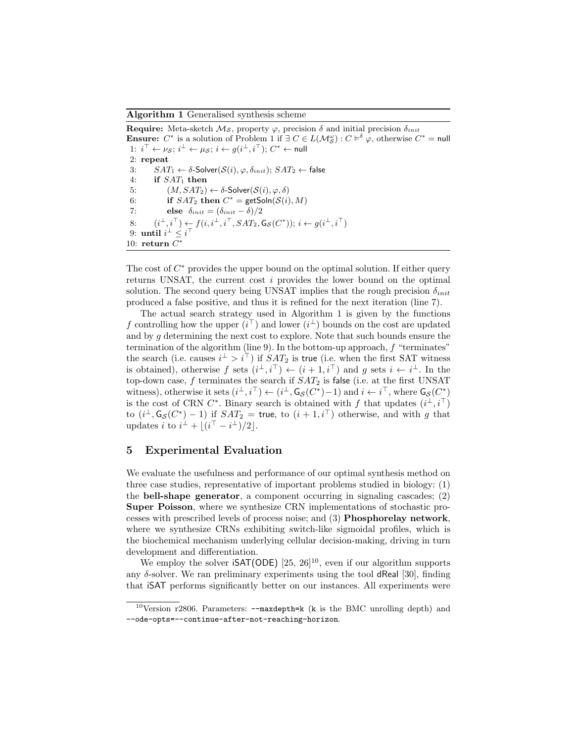**Algorithm 1** Generalised synthesis scheme

**Require:** Meta-sketch $\mathcal{M}_\mathcal{S}$, property $\varphi$, precision $\delta$ and initial precision $\delta_{init}$
**Ensure:** $C^*$ is a solution of Problem 1 if $\exists\, C \in L(\mathcal{M}^\omega_\mathcal{S}) : C \models^\delta \varphi$, otherwise $C^* = \mathsf{null}$

```
1: i^⊤ ← ν_S; i^⊥ ← μ_S; i ← g(i^⊥, i^⊤); C* ← null
2: repeat
3:     SAT_1 ← δ-Solver(S(i), φ, δ_init); SAT_2 ← false
4:     if SAT_1 then
5:         (M, SAT_2) ← δ-Solver(S(i), φ, δ)
6:         if SAT_2 then C* = getSoln(S(i), M)
7:         else δ_init = (δ_init − δ)/2
8:     (i^⊥, i^⊤) ← f(i, i^⊥, i^⊤, SAT_2, G_S(C*)); i ← g(i^⊥, i^⊤)
9: until i^⊥ ≤ i^⊤
10: return C*
```

The cost of $C^*$ provides the upper bound on the optimal solution. If either query returns UNSAT, the current cost $i$ provides the lower bound on the optimal solution. The second query being UNSAT implies that the rough precision $\delta_{init}$ produced a false positive, and thus it is refined for the next iteration (line 7).

The actual search strategy used in Algorithm 1 is given by the functions $f$ controlling how the upper ($i^\top$) and lower ($i^\perp$) bounds on the cost are updated and by $g$ determining the next cost to explore. Note that such bounds ensure the termination of the algorithm (line 9). In the bottom-up approach, $f$ "terminates" the search (i.e. causes $i^\perp > i^\top$) if $SAT_2$ is true (i.e. when the first SAT witness is obtained), otherwise $f$ sets $(i^\perp, i^\top) \leftarrow (i+1, i^\top)$ and $g$ sets $i \leftarrow i^\perp$. In the top-down case, $f$ terminates the search if $SAT_2$ is false (i.e. at the first UNSAT witness), otherwise it sets $(i^\perp, i^\top) \leftarrow (i^\perp, \mathsf{G}_\mathcal{S}(C^*)-1)$ and $i \leftarrow i^\top$, where $\mathsf{G}_\mathcal{S}(C^*)$ is the cost of CRN $C^*$. Binary search is obtained with $f$ that updates $(i^\perp, i^\top)$ to $(i^\perp, \mathsf{G}_\mathcal{S}(C^*) - 1)$ if $SAT_2 =$ true, to $(i+1, i^\top)$ otherwise, and with $g$ that updates $i$ to $i^\perp + \lfloor (i^\top - i^\perp)/2 \rfloor$.

## 5 Experimental Evaluation

We evaluate the usefulness and performance of our optimal synthesis method on three case studies, representative of important problems studied in biology: (1) the **bell-shape generator**, a component occurring in signaling cascades; (2) **Super Poisson**, where we synthesize CRN implementations of stochastic processes with prescribed levels of process noise; and (3) **Phosphorelay network**, where we synthesize CRNs exhibiting switch-like sigmoidal profiles, which is the biochemical mechanism underlying cellular decision-making, driving in turn development and differentiation.

We employ the solver iSAT(ODE) [25, 26][10], even if our algorithm supports any $\delta$-solver. We ran preliminary experiments using the tool dReal [30], finding that iSAT performs significantly better on our instances. All experiments were

[10] Version r2806. Parameters: `--maxdepth=k` (`k` is the BMC unrolling depth) and `--ode-opts=--continue-after-not-reaching-horizon`.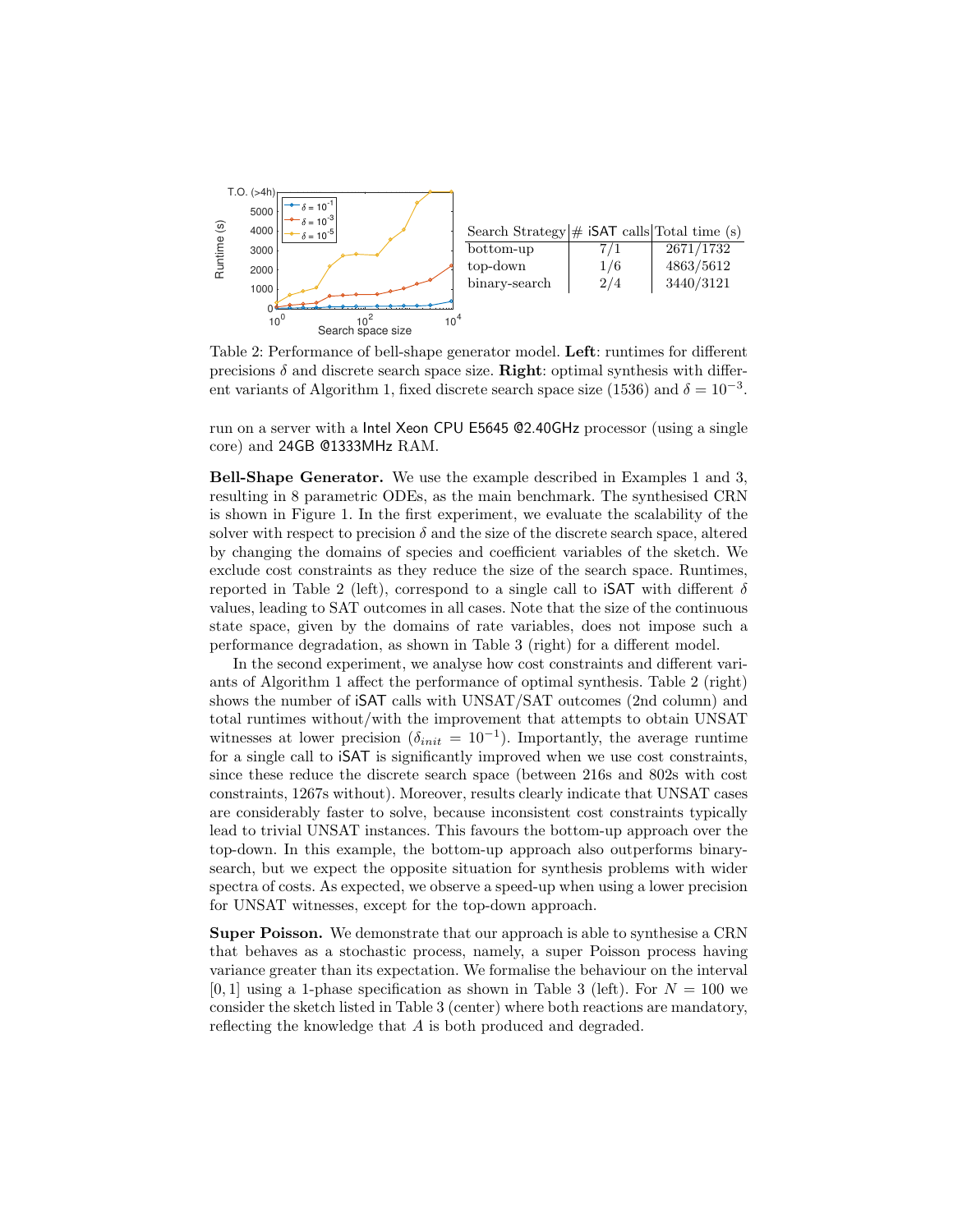| Search Strategy | # iSAT calls | Total time (s) |
|---|---|---|
| bottom-up | 7/1 | 2671/1732 |
| top-down | 1/6 | 4863/5612 |
| binary-search | 2/4 | 3440/3121 |

Table 2: Performance of bell-shape generator model. **Left**: runtimes for different precisions $\delta$ and discrete search space size. **Right**: optimal synthesis with different variants of Algorithm 1, fixed discrete search space size (1536) and $\delta = 10^{-3}$.

run on a server with a Intel Xeon CPU E5645 @2.40GHz processor (using a single core) and 24GB @1333MHz RAM.

**Bell-Shape Generator.** We use the example described in Examples 1 and 3, resulting in 8 parametric ODEs, as the main benchmark. The synthesised CRN is shown in Figure 1. In the first experiment, we evaluate the scalability of the solver with respect to precision $\delta$ and the size of the discrete search space, altered by changing the domains of species and coefficient variables of the sketch. We exclude cost constraints as they reduce the size of the search space. Runtimes, reported in Table 2 (left), correspond to a single call to iSAT with different $\delta$ values, leading to SAT outcomes in all cases. Note that the size of the continuous state space, given by the domains of rate variables, does not impose such a performance degradation, as shown in Table 3 (right) for a different model.

In the second experiment, we analyse how cost constraints and different variants of Algorithm 1 affect the performance of optimal synthesis. Table 2 (right) shows the number of iSAT calls with UNSAT/SAT outcomes (2nd column) and total runtimes without/with the improvement that attempts to obtain UNSAT witnesses at lower precision ($\delta_{init} = 10^{-1}$). Importantly, the average runtime for a single call to iSAT is significantly improved when we use cost constraints, since these reduce the discrete search space (between 216s and 802s with cost constraints, 1267s without). Moreover, results clearly indicate that UNSAT cases are considerably faster to solve, because inconsistent cost constraints typically lead to trivial UNSAT instances. This favours the bottom-up approach over the top-down. In this example, the bottom-up approach also outperforms binary-search, but we expect the opposite situation for synthesis problems with wider spectra of costs. As expected, we observe a speed-up when using a lower precision for UNSAT witnesses, except for the top-down approach.

**Super Poisson.** We demonstrate that our approach is able to synthesise a CRN that behaves as a stochastic process, namely, a super Poisson process having variance greater than its expectation. We formalise the behaviour on the interval $[0, 1]$ using a 1-phase specification as shown in Table 3 (left). For $N = 100$ we consider the sketch listed in Table 3 (center) where both reactions are mandatory, reflecting the knowledge that $A$ is both produced and degraded.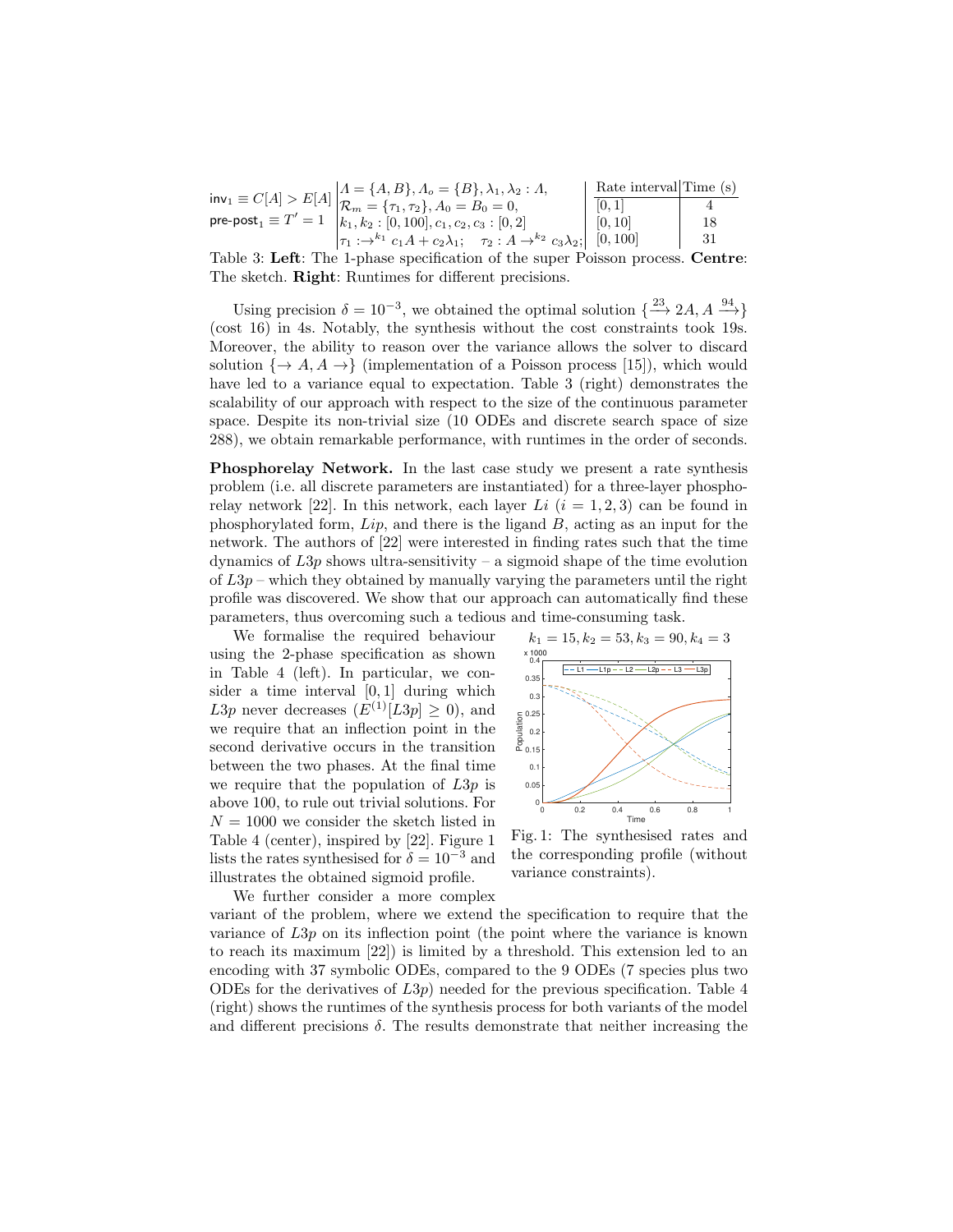| | | | Rate interval | Time (s) |
|---|---|---|---|---|
| $\mathsf{inv}_1 \equiv C[A] > E[A]$ | $\Lambda = \{A, B\}, \Lambda_o = \{B\}, \lambda_1, \lambda_2 : \Lambda,$ | | $[0, 1]$ | 4 |
| $\mathsf{pre\text{-}post}_1 \equiv T' = 1$ | $\mathcal{R}_m = \{\tau_1, \tau_2\}, A_0 = B_0 = 0,$ | | $[0, 10]$ | 18 |
| | $k_1, k_2 : [0, 100], c_1, c_2, c_3 : [0, 2]$ | | $[0, 100]$ | 31 |
| | $\tau_1 : \rightarrow^{k_1} c_1 A + c_2 \lambda_1; \quad \tau_2 : A \rightarrow^{k_2} c_3 \lambda_2;$ | | | |

Table 3: **Left**: The 1-phase specification of the super Poisson process. **Centre**: The sketch. **Right**: Runtimes for different precisions.

Using precision $\delta = 10^{-3}$, we obtained the optimal solution $\{\xrightarrow{23} 2A, A \xrightarrow{94}\}$ (cost 16) in 4s. Notably, the synthesis without the cost constraints took 19s. Moreover, the ability to reason over the variance allows the solver to discard solution $\{\rightarrow A, A \rightarrow\}$ (implementation of a Poisson process [15]), which would have led to a variance equal to expectation. Table 3 (right) demonstrates the scalability of our approach with respect to the size of the continuous parameter space. Despite its non-trivial size (10 ODEs and discrete search space of size 288), we obtain remarkable performance, with runtimes in the order of seconds.

**Phosphorelay Network.** In the last case study we present a rate synthesis problem (i.e. all discrete parameters are instantiated) for a three-layer phosphorelay network [22]. In this network, each layer $Li$ ($i = 1, 2, 3$) can be found in phosphorylated form, $Lip$, and there is the ligand $B$, acting as an input for the network. The authors of [22] were interested in finding rates such that the time dynamics of $L3p$ shows ultra-sensitivity – a sigmoid shape of the time evolution of $L3p$ – which they obtained by manually varying the parameters until the right profile was discovered. We show that our approach can automatically find these parameters, thus overcoming such a tedious and time-consuming task.

We formalise the required behaviour using the 2-phase specification as shown in Table 4 (left). In particular, we consider a time interval $[0, 1]$ during which $L3p$ never decreases ($E^{(1)}[L3p] \geq 0$), and we require that an inflection point in the second derivative occurs in the transition between the two phases. At the final time we require that the population of $L3p$ is above 100, to rule out trivial solutions. For $N = 1000$ we consider the sketch listed in Table 4 (center), inspired by [22]. Figure 1 lists the rates synthesised for $\delta = 10^{-3}$ and illustrates the obtained sigmoid profile.

$k_1 = 15, k_2 = 53, k_3 = 90, k_4 = 3$

Fig. 1: The synthesised rates and the corresponding profile (without variance constraints).

We further consider a more complex variant of the problem, where we extend the specification to require that the variance of $L3p$ on its inflection point (the point where the variance is known to reach its maximum [22]) is limited by a threshold. This extension led to an encoding with 37 symbolic ODEs, compared to the 9 ODEs (7 species plus two ODEs for the derivatives of $L3p$) needed for the previous specification. Table 4 (right) shows the runtimes of the synthesis process for both variants of the model and different precisions $\delta$. The results demonstrate that neither increasing the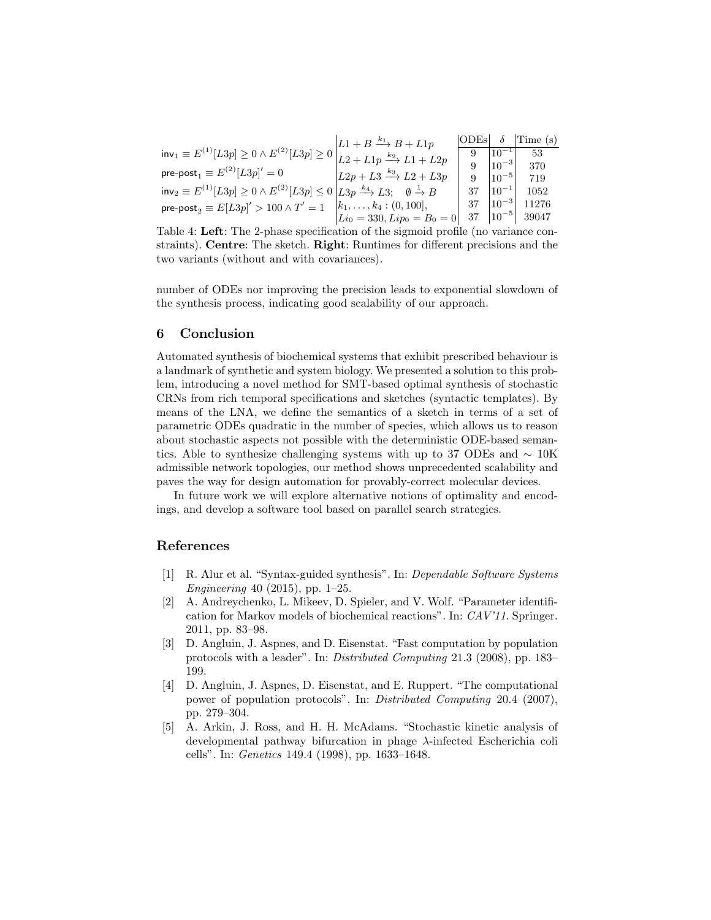| Specification | Sketch | ODEs | $\delta$ | Time (s) |
|---|---|---|---|---|
| $\mathsf{inv}_1 \equiv E^{(1)}[L3p] \geq 0 \wedge E^{(2)}[L3p] \geq 0$ | $L1 + B \xrightarrow{k_1} B + L1p$ | 9 | $10^{-1}$ | 53 |
| $\mathsf{pre\text{-}post}_1 \equiv E^{(2)}[L3p]' = 0$ | $L2 + L1p \xrightarrow{k_2} L1 + L2p$ | 9 | $10^{-3}$ | 370 |
| $\mathsf{inv}_2 \equiv E^{(1)}[L3p] \geq 0 \wedge E^{(2)}[L3p] \leq 0$ | $L2p + L3 \xrightarrow{k_3} L2 + L3p$ | 9 | $10^{-5}$ | 719 |
| $\mathsf{pre\text{-}post}_2 \equiv E[L3p]' > 100 \wedge T' = 1$ | $L3p \xrightarrow{k_4} L3; \quad \emptyset \xrightarrow{1} B$ | 37 | $10^{-1}$ | 1052 |
| | $k_1, \ldots, k_4 : (0, 100],$ | 37 | $10^{-3}$ | 11276 |
| | $Li_0 = 330, Lip_0 = B_0 = 0$ | 37 | $10^{-5}$ | 39047 |

Table 4: **Left**: The 2-phase specification of the sigmoid profile (no variance constraints). **Centre**: The sketch. **Right**: Runtimes for different precisions and the two variants (without and with covariances).

number of ODEs nor improving the precision leads to exponential slowdown of the synthesis process, indicating good scalability of our approach.

## 6 Conclusion

Automated synthesis of biochemical systems that exhibit prescribed behaviour is a landmark of synthetic and system biology. We presented a solution to this problem, introducing a novel method for SMT-based optimal synthesis of stochastic CRNs from rich temporal specifications and sketches (syntactic templates). By means of the LNA, we define the semantics of a sketch in terms of a set of parametric ODEs quadratic in the number of species, which allows us to reason about stochastic aspects not possible with the deterministic ODE-based semantics. Able to synthesize challenging systems with up to 37 ODEs and $\sim$ 10K admissible network topologies, our method shows unprecedented scalability and paves the way for design automation for provably-correct molecular devices.

In future work we will explore alternative notions of optimality and encodings, and develop a software tool based on parallel search strategies.

## References

[1] R. Alur et al. "Syntax-guided synthesis". In: *Dependable Software Systems Engineering* 40 (2015), pp. 1–25.

[2] A. Andreychenko, L. Mikeev, D. Spieler, and V. Wolf. "Parameter identification for Markov models of biochemical reactions". In: *CAV'11*. Springer. 2011, pp. 83–98.

[3] D. Angluin, J. Aspnes, and D. Eisenstat. "Fast computation by population protocols with a leader". In: *Distributed Computing* 21.3 (2008), pp. 183–199.

[4] D. Angluin, J. Aspnes, D. Eisenstat, and E. Ruppert. "The computational power of population protocols". In: *Distributed Computing* 20.4 (2007), pp. 279–304.

[5] A. Arkin, J. Ross, and H. H. McAdams. "Stochastic kinetic analysis of developmental pathway bifurcation in phage $\lambda$-infected Escherichia coli cells". In: *Genetics* 149.4 (1998), pp. 1633–1648.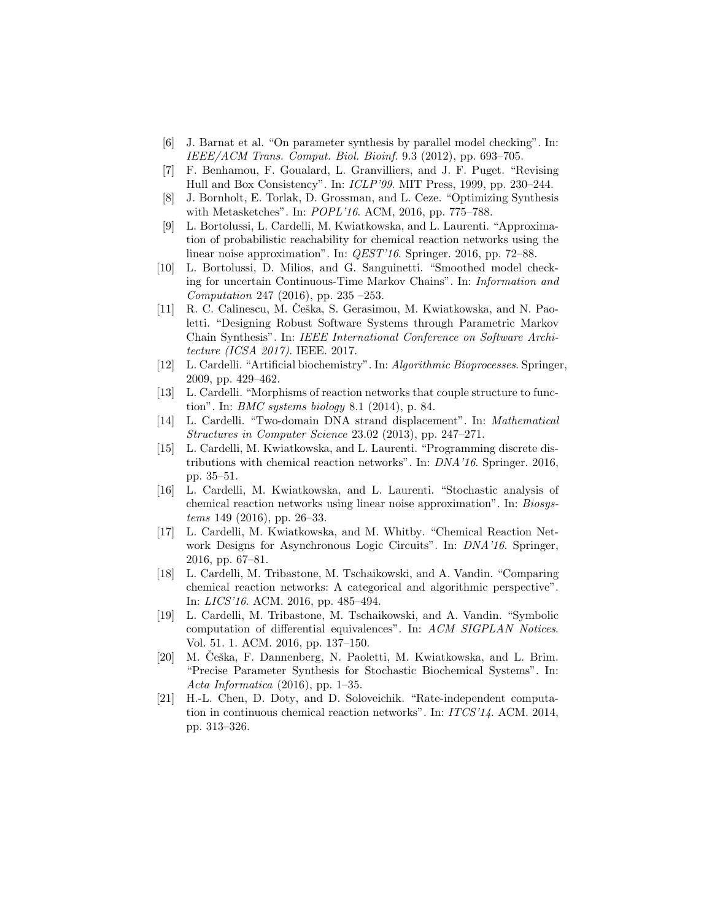[6] J. Barnat et al. "On parameter synthesis by parallel model checking". In: *IEEE/ACM Trans. Comput. Biol. Bioinf.* 9.3 (2012), pp. 693–705.

[7] F. Benhamou, F. Goualard, L. Granvilliers, and J. F. Puget. "Revising Hull and Box Consistency". In: *ICLP'99*. MIT Press, 1999, pp. 230–244.

[8] J. Bornholt, E. Torlak, D. Grossman, and L. Ceze. "Optimizing Synthesis with Metasketches". In: *POPL'16*. ACM, 2016, pp. 775–788.

[9] L. Bortolussi, L. Cardelli, M. Kwiatkowska, and L. Laurenti. "Approximation of probabilistic reachability for chemical reaction networks using the linear noise approximation". In: *QEST'16*. Springer. 2016, pp. 72–88.

[10] L. Bortolussi, D. Milios, and G. Sanguinetti. "Smoothed model checking for uncertain Continuous-Time Markov Chains". In: *Information and Computation* 247 (2016), pp. 235 –253.

[11] R. C. Calinescu, M. Češka, S. Gerasimou, M. Kwiatkowska, and N. Paoletti. "Designing Robust Software Systems through Parametric Markov Chain Synthesis". In: *IEEE International Conference on Software Architecture (ICSA 2017)*. IEEE. 2017.

[12] L. Cardelli. "Artificial biochemistry". In: *Algorithmic Bioprocesses*. Springer, 2009, pp. 429–462.

[13] L. Cardelli. "Morphisms of reaction networks that couple structure to function". In: *BMC systems biology* 8.1 (2014), p. 84.

[14] L. Cardelli. "Two-domain DNA strand displacement". In: *Mathematical Structures in Computer Science* 23.02 (2013), pp. 247–271.

[15] L. Cardelli, M. Kwiatkowska, and L. Laurenti. "Programming discrete distributions with chemical reaction networks". In: *DNA'16*. Springer. 2016, pp. 35–51.

[16] L. Cardelli, M. Kwiatkowska, and L. Laurenti. "Stochastic analysis of chemical reaction networks using linear noise approximation". In: *Biosystems* 149 (2016), pp. 26–33.

[17] L. Cardelli, M. Kwiatkowska, and M. Whitby. "Chemical Reaction Network Designs for Asynchronous Logic Circuits". In: *DNA'16*. Springer, 2016, pp. 67–81.

[18] L. Cardelli, M. Tribastone, M. Tschaikowski, and A. Vandin. "Comparing chemical reaction networks: A categorical and algorithmic perspective". In: *LICS'16*. ACM. 2016, pp. 485–494.

[19] L. Cardelli, M. Tribastone, M. Tschaikowski, and A. Vandin. "Symbolic computation of differential equivalences". In: *ACM SIGPLAN Notices*. Vol. 51. 1. ACM. 2016, pp. 137–150.

[20] M. Češka, F. Dannenberg, N. Paoletti, M. Kwiatkowska, and L. Brim. "Precise Parameter Synthesis for Stochastic Biochemical Systems". In: *Acta Informatica* (2016), pp. 1–35.

[21] H.-L. Chen, D. Doty, and D. Soloveichik. "Rate-independent computation in continuous chemical reaction networks". In: *ITCS'14*. ACM. 2014, pp. 313–326.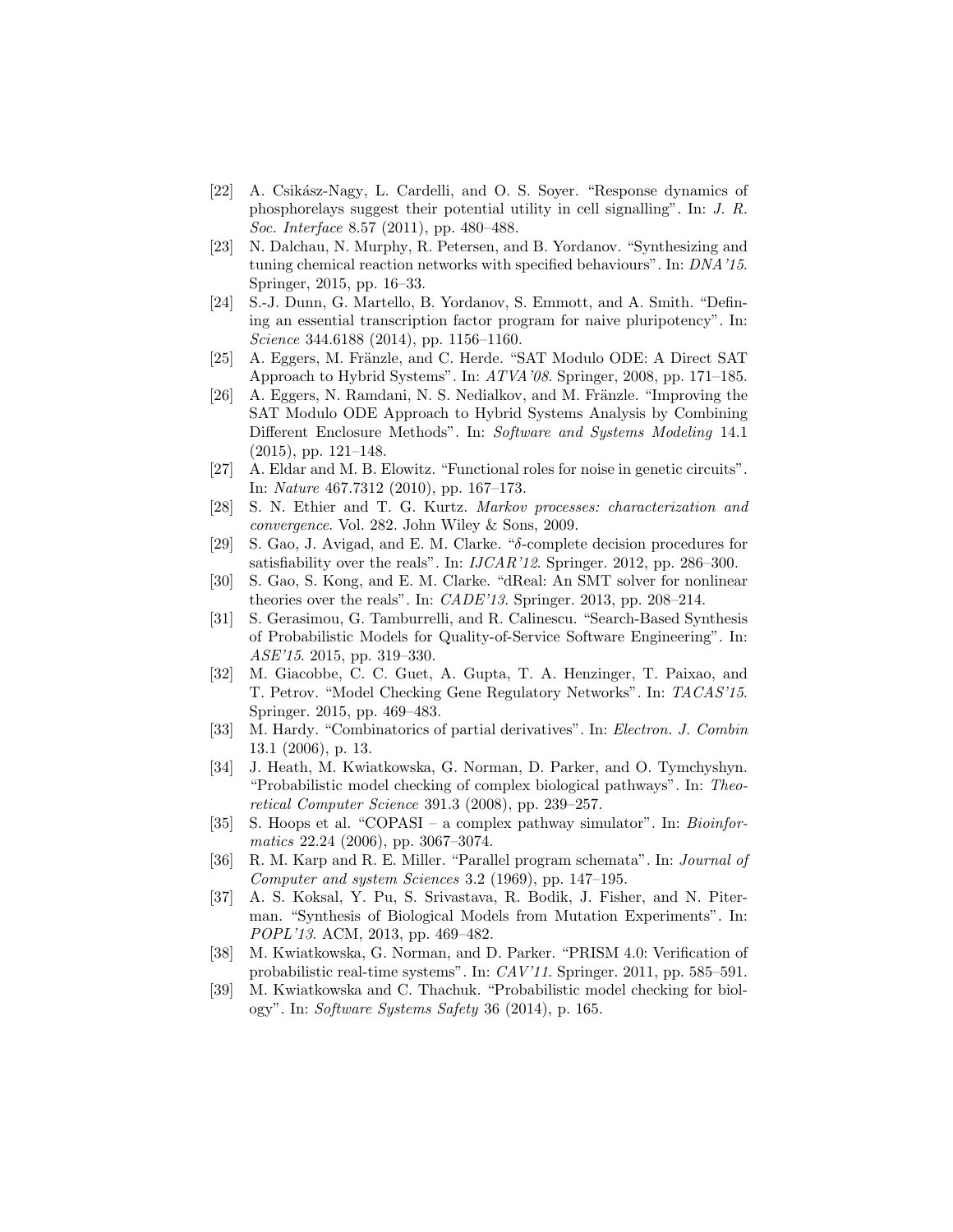[22] A. Csikász-Nagy, L. Cardelli, and O. S. Soyer. "Response dynamics of phosphorelays suggest their potential utility in cell signalling". In: *J. R. Soc. Interface* 8.57 (2011), pp. 480–488.

[23] N. Dalchau, N. Murphy, R. Petersen, and B. Yordanov. "Synthesizing and tuning chemical reaction networks with specified behaviours". In: *DNA'15*. Springer, 2015, pp. 16–33.

[24] S.-J. Dunn, G. Martello, B. Yordanov, S. Emmott, and A. Smith. "Defining an essential transcription factor program for naive pluripotency". In: *Science* 344.6188 (2014), pp. 1156–1160.

[25] A. Eggers, M. Fränzle, and C. Herde. "SAT Modulo ODE: A Direct SAT Approach to Hybrid Systems". In: *ATVA'08*. Springer, 2008, pp. 171–185.

[26] A. Eggers, N. Ramdani, N. S. Nedialkov, and M. Fränzle. "Improving the SAT Modulo ODE Approach to Hybrid Systems Analysis by Combining Different Enclosure Methods". In: *Software and Systems Modeling* 14.1 (2015), pp. 121–148.

[27] A. Eldar and M. B. Elowitz. "Functional roles for noise in genetic circuits". In: *Nature* 467.7312 (2010), pp. 167–173.

[28] S. N. Ethier and T. G. Kurtz. *Markov processes: characterization and convergence*. Vol. 282. John Wiley & Sons, 2009.

[29] S. Gao, J. Avigad, and E. M. Clarke. "$\delta$-complete decision procedures for satisfiability over the reals". In: *IJCAR'12*. Springer. 2012, pp. 286–300.

[30] S. Gao, S. Kong, and E. M. Clarke. "dReal: An SMT solver for nonlinear theories over the reals". In: *CADE'13*. Springer. 2013, pp. 208–214.

[31] S. Gerasimou, G. Tamburrelli, and R. Calinescu. "Search-Based Synthesis of Probabilistic Models for Quality-of-Service Software Engineering". In: *ASE'15*. 2015, pp. 319–330.

[32] M. Giacobbe, C. C. Guet, A. Gupta, T. A. Henzinger, T. Paixao, and T. Petrov. "Model Checking Gene Regulatory Networks". In: *TACAS'15*. Springer. 2015, pp. 469–483.

[33] M. Hardy. "Combinatorics of partial derivatives". In: *Electron. J. Combin* 13.1 (2006), p. 13.

[34] J. Heath, M. Kwiatkowska, G. Norman, D. Parker, and O. Tymchyshyn. "Probabilistic model checking of complex biological pathways". In: *Theoretical Computer Science* 391.3 (2008), pp. 239–257.

[35] S. Hoops et al. "COPASI – a complex pathway simulator". In: *Bioinformatics* 22.24 (2006), pp. 3067–3074.

[36] R. M. Karp and R. E. Miller. "Parallel program schemata". In: *Journal of Computer and system Sciences* 3.2 (1969), pp. 147–195.

[37] A. S. Koksal, Y. Pu, S. Srivastava, R. Bodik, J. Fisher, and N. Piterman. "Synthesis of Biological Models from Mutation Experiments". In: *POPL'13*. ACM, 2013, pp. 469–482.

[38] M. Kwiatkowska, G. Norman, and D. Parker. "PRISM 4.0: Verification of probabilistic real-time systems". In: *CAV'11*. Springer. 2011, pp. 585–591.

[39] M. Kwiatkowska and C. Thachuk. "Probabilistic model checking for biology". In: *Software Systems Safety* 36 (2014), p. 165.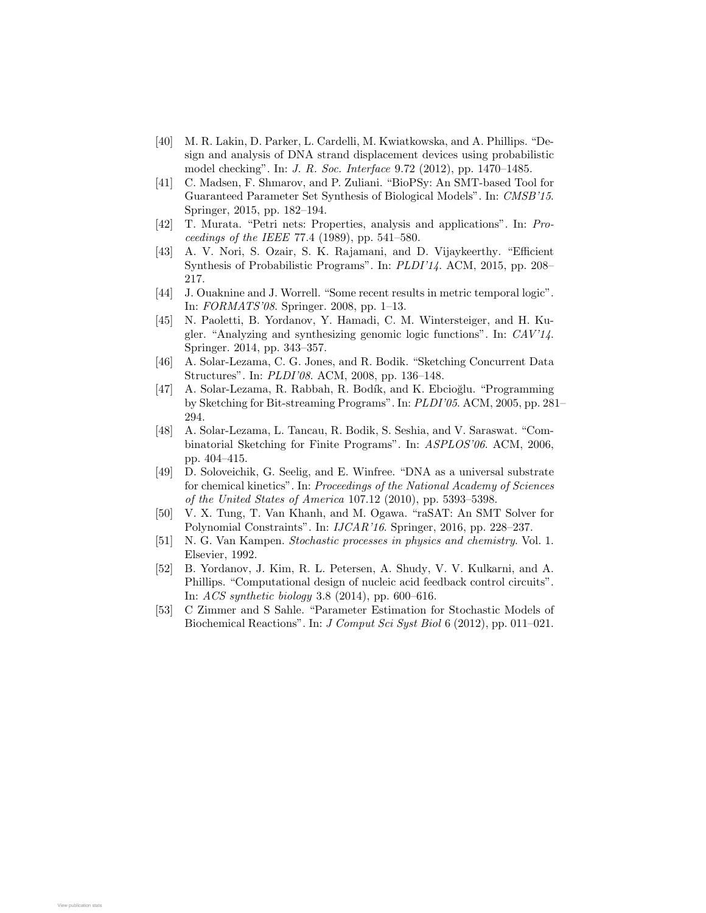- [40] M. R. Lakin, D. Parker, L. Cardelli, M. Kwiatkowska, and A. Phillips. "Design and analysis of DNA strand displacement devices using probabilistic model checking". In: *J. R. Soc. Interface* 9.72 (2012), pp. 1470–1485.
- [41] C. Madsen, F. Shmarov, and P. Zuliani. "BioPSy: An SMT-based Tool for Guaranteed Parameter Set Synthesis of Biological Models". In: *CMSB'15*. Springer, 2015, pp. 182–194.
- [42] T. Murata. "Petri nets: Properties, analysis and applications". In: *Proceedings of the IEEE* 77.4 (1989), pp. 541–580.
- [43] A. V. Nori, S. Ozair, S. K. Rajamani, and D. Vijaykeerthy. "Efficient Synthesis of Probabilistic Programs". In: *PLDI'14*. ACM, 2015, pp. 208–217.
- [44] J. Ouaknine and J. Worrell. "Some recent results in metric temporal logic". In: *FORMATS'08*. Springer. 2008, pp. 1–13.
- [45] N. Paoletti, B. Yordanov, Y. Hamadi, C. M. Wintersteiger, and H. Kugler. "Analyzing and synthesizing genomic logic functions". In: *CAV'14*. Springer. 2014, pp. 343–357.
- [46] A. Solar-Lezama, C. G. Jones, and R. Bodik. "Sketching Concurrent Data Structures". In: *PLDI'08*. ACM, 2008, pp. 136–148.
- [47] A. Solar-Lezama, R. Rabbah, R. Bodík, and K. Ebcioğlu. "Programming by Sketching for Bit-streaming Programs". In: *PLDI'05*. ACM, 2005, pp. 281–294.
- [48] A. Solar-Lezama, L. Tancau, R. Bodik, S. Seshia, and V. Saraswat. "Combinatorial Sketching for Finite Programs". In: *ASPLOS'06*. ACM, 2006, pp. 404–415.
- [49] D. Soloveichik, G. Seelig, and E. Winfree. "DNA as a universal substrate for chemical kinetics". In: *Proceedings of the National Academy of Sciences of the United States of America* 107.12 (2010), pp. 5393–5398.
- [50] V. X. Tung, T. Van Khanh, and M. Ogawa. "raSAT: An SMT Solver for Polynomial Constraints". In: *IJCAR'16*. Springer, 2016, pp. 228–237.
- [51] N. G. Van Kampen. *Stochastic processes in physics and chemistry*. Vol. 1. Elsevier, 1992.
- [52] B. Yordanov, J. Kim, R. L. Petersen, A. Shudy, V. V. Kulkarni, and A. Phillips. "Computational design of nucleic acid feedback control circuits". In: *ACS synthetic biology* 3.8 (2014), pp. 600–616.
- [53] C Zimmer and S Sahle. "Parameter Estimation for Stochastic Models of Biochemical Reactions". In: *J Comput Sci Syst Biol* 6 (2012), pp. 011–021.